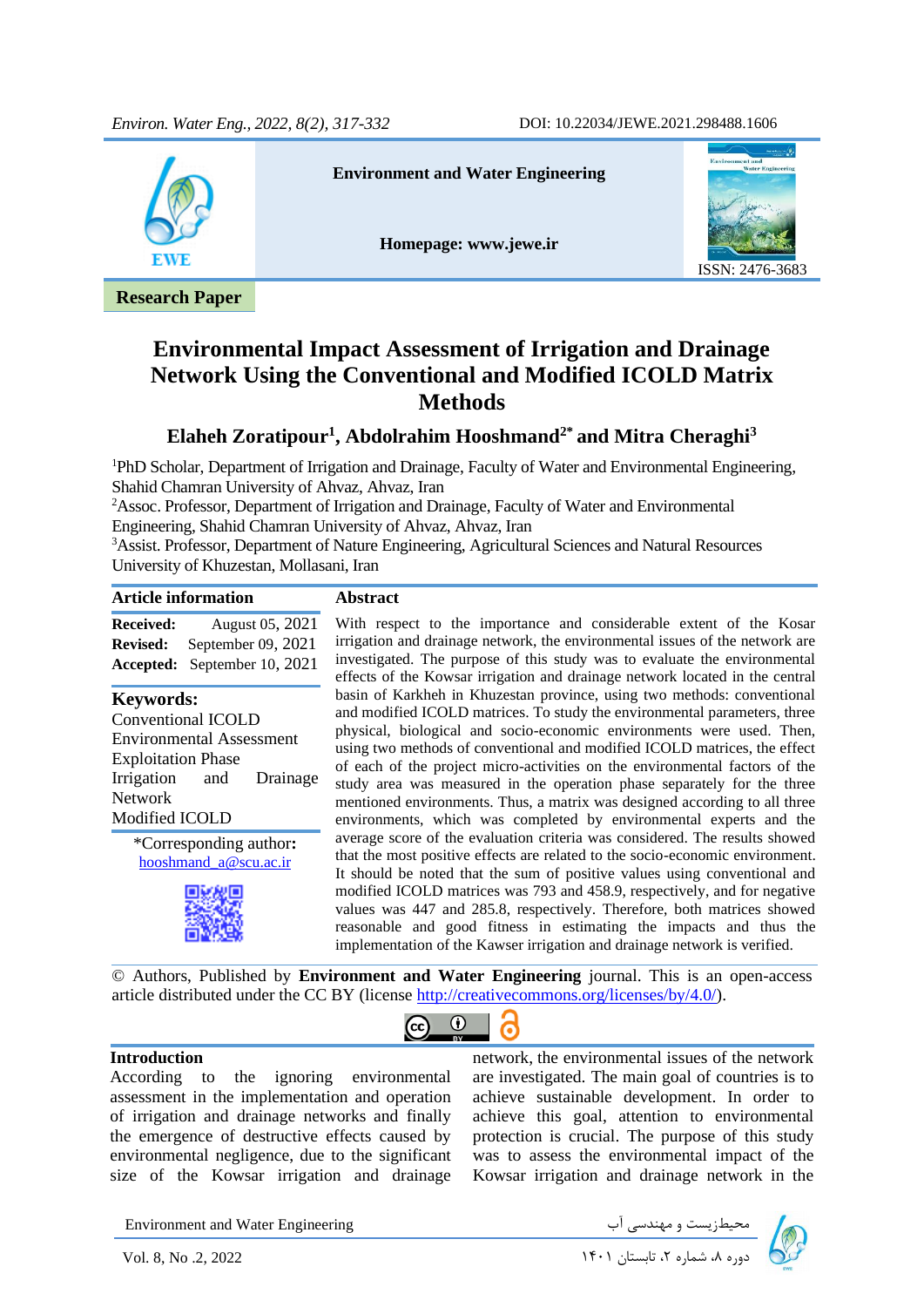Research Paper

# Environmental Impact Assessment of Irrigation and Drainage Network Using the Conventional and Modified ICOLD Matrix Methods

**Elaheh Zoratipour[1], Abdolrahim Hooshmand[2*] and Mitra Cheraghi[3]**

[1]PhD Scholar, Department of Irrigation and Drainage, Faculty of Water and Environmental Engineering, Shahid Chamran University of Ahvaz, Ahvaz, Iran
[2]Assoc. Professor, Department of Irrigation and Drainage, Faculty of Water and Environmental Engineering, Shahid Chamran University of Ahvaz, Ahvaz, Iran
[3]Assist. Professor, Department of Nature Engineering, Agricultural Sciences and Natural Resources University of Khuzestan, Mollasani, Iran

## Article information

**Received:** August 05, 2021
**Revised:** September 09, 2021
**Accepted:** September 10, 2021

**Keywords:**
Conventional ICOLD
Environmental Assessment
Exploitation Phase
Irrigation and Drainage Network
Modified ICOLD

*Corresponding author**:**
hooshmand_a@scu.ac.ir

## Abstract

With respect to the importance and considerable extent of the Kosar irrigation and drainage network, the environmental issues of the network are investigated. The purpose of this study was to evaluate the environmental effects of the Kowsar irrigation and drainage network located in the central basin of Karkheh in Khuzestan province, using two methods: conventional and modified ICOLD matrices. To study the environmental parameters, three physical, biological and socio-economic environments were used. Then, using two methods of conventional and modified ICOLD matrices, the effect of each of the project micro-activities on the environmental factors of the study area was measured in the operation phase separately for the three mentioned environments. Thus, a matrix was designed according to all three environments, which was completed by environmental experts and the average score of the evaluation criteria was considered. The results showed that the most positive effects are related to the socio-economic environment. It should be noted that the sum of positive values using conventional and modified ICOLD matrices was 793 and 458.9, respectively, and for negative values was 447 and 285.8, respectively. Therefore, both matrices showed reasonable and good fitness in estimating the impacts and thus the implementation of the Kawser irrigation and drainage network is verified.

© Authors, Published by **Environment and Water Engineering** journal. This is an open-access article distributed under the CC BY (license http://creativecommons.org/licenses/by/4.0/).

## Introduction

According to the ignoring environmental assessment in the implementation and operation of irrigation and drainage networks and finally the emergence of destructive effects caused by environmental negligence, due to the significant size of the Kowsar irrigation and drainage network, the environmental issues of the network are investigated. The main goal of countries is to achieve sustainable development. In order to achieve this goal, attention to environmental protection is crucial. The purpose of this study was to assess the environmental impact of the Kowsar irrigation and drainage network in the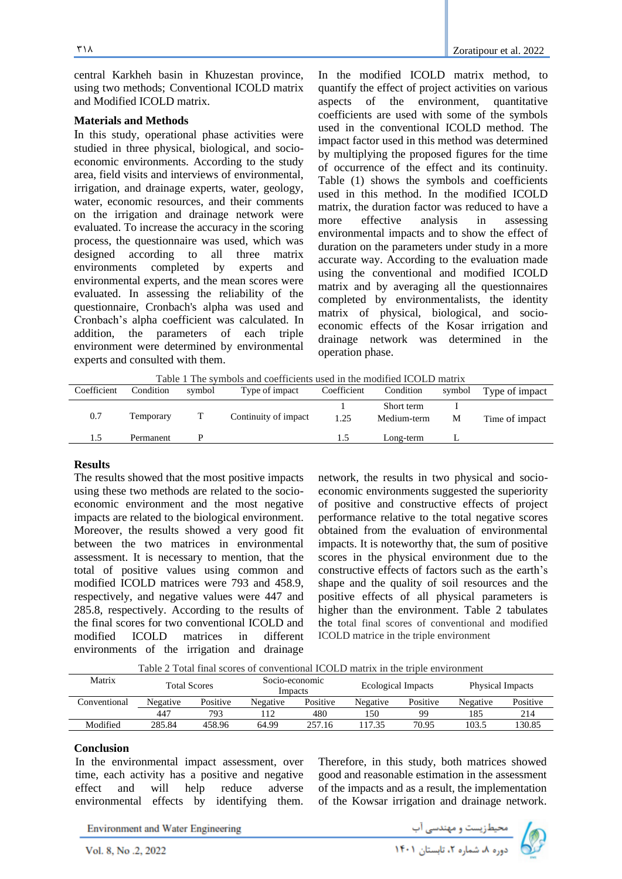central Karkheh basin in Khuzestan province, using two methods; Conventional ICOLD matrix and Modified ICOLD matrix.

## Materials and Methods

In this study, operational phase activities were studied in three physical, biological, and socio-economic environments. According to the study area, field visits and interviews of environmental, irrigation, and drainage experts, water, geology, water, economic resources, and their comments on the irrigation and drainage network were evaluated. To increase the accuracy in the scoring process, the questionnaire was used, which was designed according to all three matrix environments completed by experts and environmental experts, and the mean scores were evaluated. In assessing the reliability of the questionnaire, Cronbach's alpha was used and Cronbach's alpha coefficient was calculated. In addition, the parameters of each triple environment were determined by environmental experts and consulted with them.

In the modified ICOLD matrix method, to quantify the effect of project activities on various aspects of the environment, quantitative coefficients are used with some of the symbols used in the conventional ICOLD method. The impact factor used in this method was determined by multiplying the proposed figures for the time of occurrence of the effect and its continuity. Table (1) shows the symbols and coefficients used in this method. In the modified ICOLD matrix, the duration factor was reduced to have a more effective analysis in assessing environmental impacts and to show the effect of duration on the parameters under study in a more accurate way. According to the evaluation made using the conventional and modified ICOLD matrix and by averaging all the questionnaires completed by environmentalists, the identity matrix of physical, biological, and socio-economic effects of the Kosar irrigation and drainage network was determined in the operation phase.

Table 1 The symbols and coefficients used in the modified ICOLD matrix

| Coefficient | Condition | symbol | Type of impact | Coefficient | Condition | symbol | Type of impact |
|---|---|---|---|---|---|---|---|
| 0.7 | Temporary | T | Continuity of impact | 1 | Short term | I | Time of impact |
| | | | | 1.25 | Medium-term | M | |
| 1.5 | Permanent | P | | 1.5 | Long-term | L | |

## Results

The results showed that the most positive impacts using these two methods are related to the socio-economic environment and the most negative impacts are related to the biological environment. Moreover, the results showed a very good fit between the two matrices in environmental assessment. It is necessary to mention, that the total of positive values using common and modified ICOLD matrices were 793 and 458.9, respectively, and negative values were 447 and 285.8, respectively. According to the results of the final scores for two conventional ICOLD and modified ICOLD matrices in different environments of the irrigation and drainage network, the results in two physical and socio-economic environments suggested the superiority of positive and constructive effects of project performance relative to the total negative scores obtained from the evaluation of environmental impacts. It is noteworthy that, the sum of positive scores in the physical environment due to the constructive effects of factors such as the earth's shape and the quality of soil resources and the positive effects of all physical parameters is higher than the environment. Table 2 tabulates the total final scores of conventional and modified ICOLD matrice in the triple environment

Table 2 Total final scores of conventional ICOLD matrix in the triple environment

| Matrix | Total Scores | | Socio-economic Impacts | | Ecological Impacts | | Physical Impacts | |
|---|---|---|---|---|---|---|---|---|
| Conventional | Negative | Positive | Negative | Positive | Negative | Positive | Negative | Positive |
| | 447 | 793 | 112 | 480 | 150 | 99 | 185 | 214 |
| Modified | 285.84 | 458.96 | 64.99 | 257.16 | 117.35 | 70.95 | 103.5 | 130.85 |

## Conclusion

In the environmental impact assessment, over time, each activity has a positive and negative effect and will help reduce adverse environmental effects by identifying them. Therefore, in this study, both matrices showed good and reasonable estimation in the assessment of the impacts and as a result, the implementation of the Kowsar irrigation and drainage network.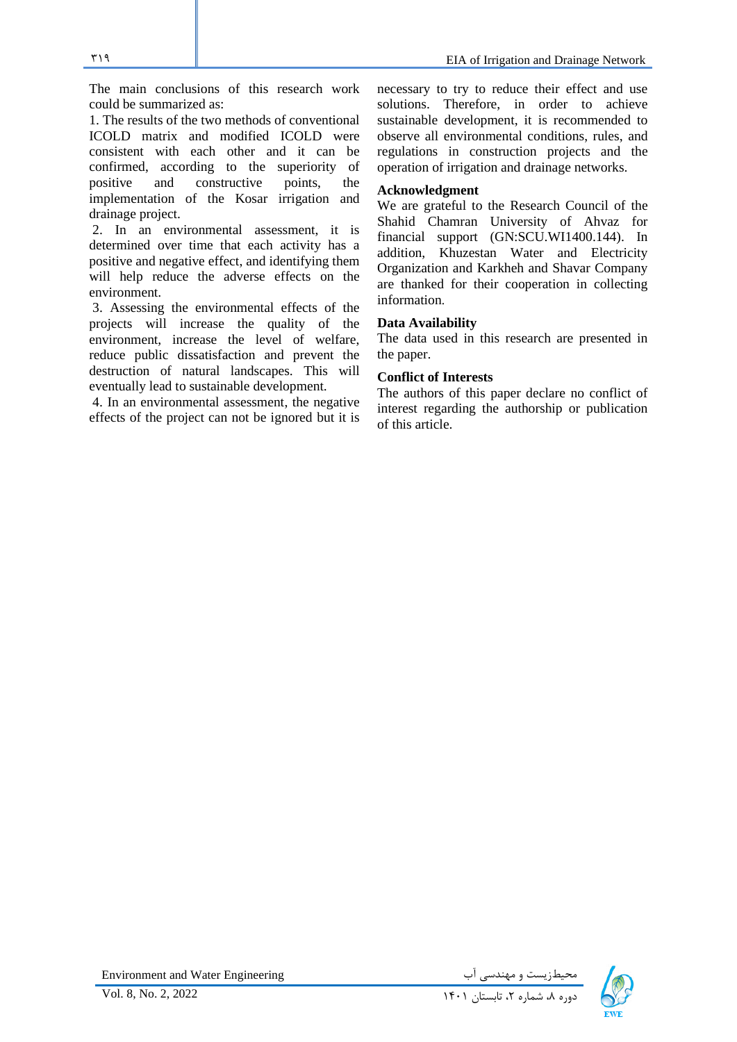The main conclusions of this research work could be summarized as:

1. The results of the two methods of conventional ICOLD matrix and modified ICOLD were consistent with each other and it can be confirmed, according to the superiority of positive and constructive points, the implementation of the Kosar irrigation and drainage project.

2. In an environmental assessment, it is determined over time that each activity has a positive and negative effect, and identifying them will help reduce the adverse effects on the environment.

3. Assessing the environmental effects of the projects will increase the quality of the environment, increase the level of welfare, reduce public dissatisfaction and prevent the destruction of natural landscapes. This will eventually lead to sustainable development.

4. In an environmental assessment, the negative effects of the project can not be ignored but it is necessary to try to reduce their effect and use solutions. Therefore, in order to achieve sustainable development, it is recommended to observe all environmental conditions, rules, and regulations in construction projects and the operation of irrigation and drainage networks.

## Acknowledgment

We are grateful to the Research Council of the Shahid Chamran University of Ahvaz for financial support (GN:SCU.WI1400.144). In addition, Khuzestan Water and Electricity Organization and Karkheh and Shavar Company are thanked for their cooperation in collecting information.

## Data Availability

The data used in this research are presented in the paper.

## Conflict of Interests

The authors of this paper declare no conflict of interest regarding the authorship or publication of this article.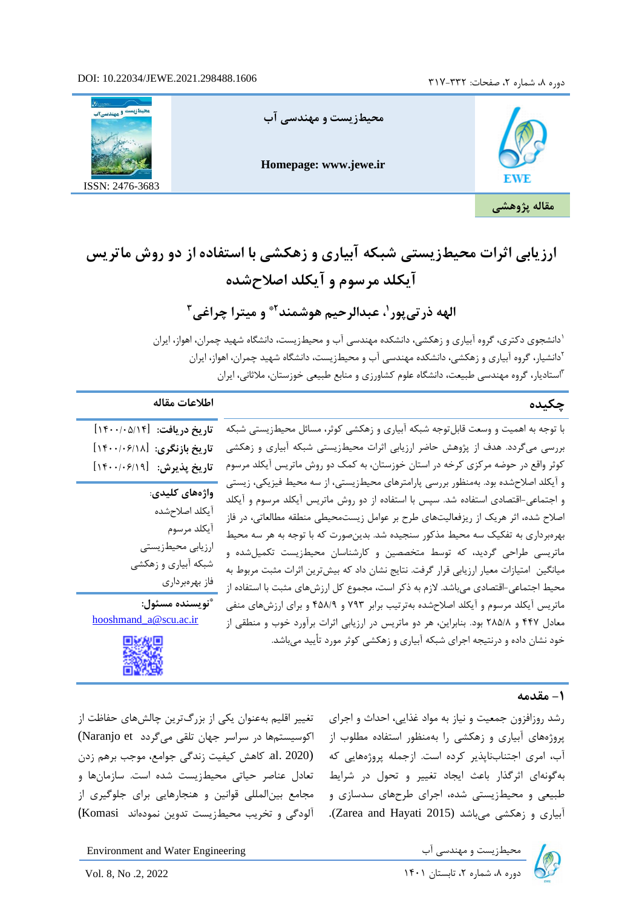مقاله پژوهشی

# ارزیابی اثرات محیط‌زیستی شبکه آبیاری و زهکشی با استفاده از دو روش ماتریس آیکلد مرسوم و آیکلد اصلاح‌شده

**الهه ذرتی‌پور[۱]، عبدالرحیم هوشمند[۲]* و میترا چراغی[۳]**

[۱] دانشجوی دکتری، گروه آبیاری و زهکشی، دانشکده مهندسی آب و محیط‌زیست، دانشگاه شهید چمران، اهواز، ایران

[۲] دانشیار، گروه آبیاری و زهکشی، دانشکده مهندسی آب و محیط‌زیست، دانشگاه شهید چمران، اهواز، ایران

[۳] استادیار، گروه مهندسی طبیعت، دانشگاه علوم کشاورزی و منابع طبیعی خوزستان، ملاثانی، ایران

## اطلاعات مقاله

**تاریخ دریافت:** [۱۴۰۰/۰۵/۱۴]

**تاریخ بازنگری:** [۱۴۰۰/۰۶/۱۸]

**تاریخ پذیرش:** [۱۴۰۰/۰۶/۱۹]

**واژه‌های کلیدی:**

آیکلد اصلاح‌شده

آیکلد مرسوم

ارزیابی محیط‌زیستی

شبکه آبیاری و زهکشی

فاز بهره‌برداری

**\*نویسنده مسئول:**

hooshmand_a@scu.ac.ir

## چکیده

با توجه به اهمیت و وسعت قابل‌توجه شبکه آبیاری و زهکشی کوثر، مسائل محیط‌زیستی شبکه بررسی می‌گردد. هدف از پژوهش حاضر ارزیابی اثرات محیط‌زیستی شبکه آبیاری و زهکشی کوثر واقع در حوضه مرکزی کرخه در استان خوزستان، به کمک دو روش ماتریس آیکلد مرسوم و آیکلد اصلاح‌شده بود. به‌منظور بررسی پارامترهای محیط‌زیستی، از سه محیط فیزیکی، زیستی و اجتماعی-اقتصادی استفاده شد. سپس با استفاده از دو روش ماتریس آیکلد مرسوم و آیکلد اصلاح شده، اثر هریک از ریزفعالیت‌های طرح بر عوامل زیست‌محیطی منطقه مطالعاتی، در فاز بهره‌برداری به تفکیک سه محیط مذکور سنجیده شد. بدین‌صورت که با توجه به هر سه محیط ماتریسی طراحی گردید، که توسط متخصصین و کارشناسان محیط‌زیست تکمیل‌شده و میانگین امتیازات معیار ارزیابی قرار گرفت. نتایج نشان داد که بیش‌ترین اثرات مثبت مربوط به محیط اجتماعی-اقتصادی می‌باشد. لازم به ذکر است، مجموع کل ارزش‌های مثبت با استفاده از ماتریس آیکلد مرسوم و آیکلد اصلاح‌شده به‌ترتیب برابر ۷۹۳ و ۴۵۸/۹ و برای ارزش‌های منفی معادل ۴۴۷ و ۲۸۵/۸ بود. بنابراین، هر دو ماتریس در ارزیابی اثرات برآورد خوب و منطقی از خود نشان داده و درنتیجه اجرای شبکه آبیاری و زهکشی کوثر مورد تأیید می‌باشد.

## ۱- مقدمه

رشد روزافزون جمعیت و نیاز به مواد غذایی، احداث و اجرای پروژه‌های آبیاری و زهکشی را به‌منظور استفاده مطلوب از آب، امری اجتناب‌ناپذیر کرده است. ازجمله پروژه‌هایی که به‌گونه‌ای اثرگذار باعث ایجاد تغییر و تحول در شرایط طبیعی و محیط‌زیستی شده، اجرای طرح‌های سدسازی و آبیاری و زهکشی می‌باشد (Zarea and Hayati 2015).

تغییر اقلیم به‌عنوان یکی از بزرگ‌ترین چالش‌های حفاظت از اکوسیستم‌ها در سراسر جهان تلقی می‌گردد (Naranjo et al. 2020). کاهش کیفیت زندگی جوامع، موجب برهم زدن تعادل عناصر حیاتی محیط‌زیست شده است. سازمان‌ها و مجامع بین‌المللی قوانین و هنجارهایی برای جلوگیری از آلودگی و تخریب محیط‌زیست تدوین نموده‌اند (Komasi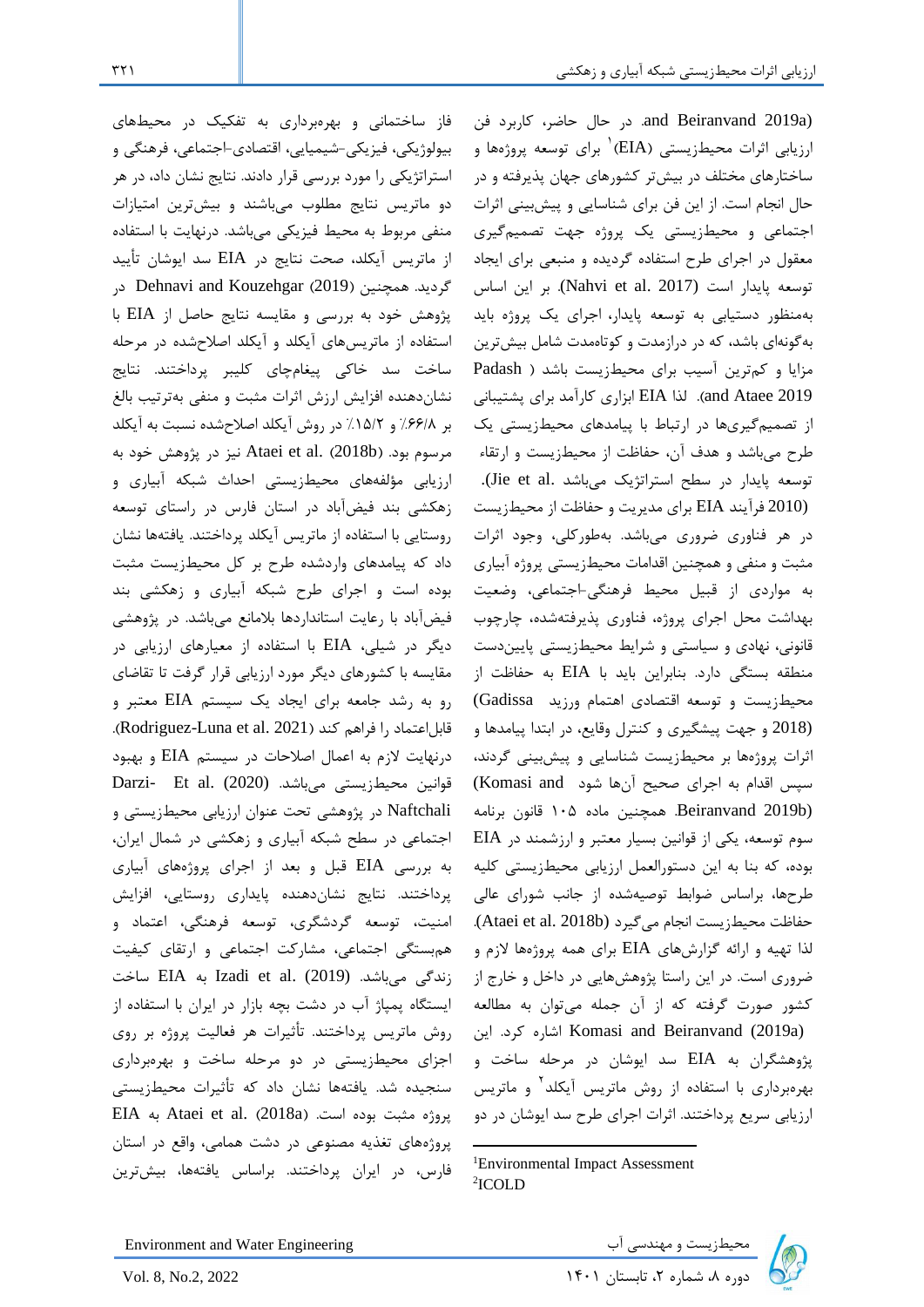and Beiranvand 2019a). در حال حاضر، کاربرد فن ارزیابی اثرات محیط‌زیستی (EIA)[1] برای توسعه پروژه‌ها و ساختارهای مختلف در بیش‌تر کشورهای جهان پذیرفته و در حال انجام است. از این فن برای شناسایی و پیش‌بینی اثرات اجتماعی و محیط‌زیستی یک پروژه جهت تصمیم‌گیری معقول در اجرای طرح استفاده گردیده و منبعی برای ایجاد توسعه پایدار است (Nahvi et al. 2017). بر این اساس به‌منظور دستیابی به توسعه پایدار، اجرای یک پروژه باید به‌گونه‌ای باشد، که در درازمدت و کوتاه‌مدت شامل بیش‌ترین مزایا و کم‌ترین آسیب برای محیط‌زیست باشد ( Padash and Ataee 2019). لذا EIA ابزاری کارآمد برای پشتیبانی از تصمیم‌گیری‌ها در ارتباط با پیامدهای محیط‌زیستی یک طرح می‌باشد و هدف آن، حفاظت از محیط‌زیست و ارتقاء توسعه پایدار در سطح استراتژیک می‌باشد (Jie et al. 2010). فرآیند EIA برای مدیریت و حفاظت از محیط‌زیست در هر فناوری ضروری می‌باشد. به‌طورکلی، وجود اثرات مثبت و منفی و همچنین اقدامات محیط‌زیستی پروژه آبیاری به مواردی از قبیل محیط فرهنگی-اجتماعی، وضعیت بهداشت محل اجرای پروژه، فناوری پذیرفته‌شده، چارچوب قانونی، نهادی و سیاستی و شرایط محیط‌زیستی پایین‌دست منطقه بستگی دارد. بنابراین باید با EIA به حفاظت از محیط‌زیست و توسعه اقتصادی اهتمام ورزید (Gadissa 2018) و جهت پیشگیری و کنترل وقایع، در ابتدا پیامدها و اثرات پروژه‌ها بر محیط‌زیست شناسایی و پیش‌بینی گردند، سپس اقدام به اجرای صحیح آن‌ها شود (Komasi and Beiranvand 2019b). همچنین ماده ۱۰۵ قانون برنامه سوم توسعه، یکی از قوانین بسیار معتبر و ارزشمند در EIA بوده، که بنا به این دستورالعمل ارزیابی محیط‌زیستی کلیه طرح‌ها، براساس ضوابط توصیه‌شده از جانب شورای عالی حفاظت محیط‌زیست انجام می‌گیرد (Ataei et al. 2018b). لذا تهیه و ارائه گزارش‌های EIA برای همه پروژه‌ها لازم و ضروری است. در این راستا پژوهش‌هایی در داخل و خارج از کشور صورت گرفته که از آن جمله می‌توان به مطالعه Komasi and Beiranvand (2019a) اشاره کرد. این پژوهشگران به EIA سد ایوشان در مرحله ساخت و بهره‌برداری با استفاده از روش ماتریس آیکلد[2] و ماتریس ارزیابی سریع پرداختند. اثرات اجرای طرح سد ایوشان در دو فاز ساختمانی و بهره‌برداری به تفکیک در محیط‌های بیولوژیکی، فیزیکی-شیمیایی، اقتصادی-اجتماعی، فرهنگی و استراتژیکی را مورد بررسی قرار دادند. نتایج نشان داد، در هر دو ماتریس نتایج مطلوب می‌باشند و بیش‌ترین امتیازات منفی مربوط به محیط فیزیکی می‌باشد. درنهایت با استفاده از ماتریس آیکلد، صحت نتایج در EIA سد ایوشان تأیید گردید. همچنین Dehnavi and Kouzehgar (2019) در پژوهش خود به بررسی و مقایسه نتایج حاصل از EIA با استفاده از ماتریس‌های آیکلد و آیکلد اصلاح‌شده در مرحله ساخت سد خاکی پیغام‌چای کلیبر پرداختند. نتایج نشان‌دهنده افزایش ارزش اثرات مثبت و منفی به‌ترتیب بالغ بر ۶۶/۸٪ و ۱۵/۲٪ در روش آیکلد اصلاح‌شده نسبت به آیکلد مرسوم بود. Ataei et al. (2018b) نیز در پژوهش خود به ارزیابی مؤلفه‌های محیط‌زیستی احداث شبکه آبیاری و زهکشی بند فیض‌آباد در استان فارس در راستای توسعه روستایی با استفاده از ماتریس آیکلد پرداختند. یافته‌ها نشان داد که پیامدهای واردشده طرح بر کل محیط‌زیست مثبت بوده است و اجرای طرح شبکه آبیاری و زهکشی بند فیض‌آباد با رعایت استانداردها بلامانع می‌باشد. در پژوهشی دیگر در شیلی، EIA با استفاده از معیارهای ارزیابی در مقایسه با کشورهای دیگر مورد ارزیابی قرار گرفت تا تقاضای رو به رشد جامعه برای ایجاد یک سیستم EIA معتبر و قابل‌اعتماد را فراهم کند (Rodriguez-Luna et al. 2021). درنهایت لازم به اعمال اصلاحات در سیستم EIA و بهبود قوانین محیط‌زیستی می‌باشد. Darzi-Naftchali Et al. (2020) در پژوهشی تحت عنوان ارزیابی محیط‌زیستی و اجتماعی در سطح شبکه آبیاری و زهکشی در شمال ایران، به بررسی EIA قبل و بعد از اجرای پروژه‌های آبیاری پرداختند. نتایج نشان‌دهنده پایداری روستایی، افزایش امنیت، توسعه گردشگری، توسعه فرهنگی، اعتماد و هم‌بستگی اجتماعی، مشارکت اجتماعی و ارتقای کیفیت زندگی می‌باشد. Izadi et al. (2019) به EIA ساخت ایستگاه پمپاژ آب در دشت بچه بازار در ایران با استفاده از روش ماتریس پرداختند. تأثیرات هر فعالیت پروژه بر روی اجزای محیط‌زیستی در دو مرحله ساخت و بهره‌برداری سنجیده شد. یافته‌ها نشان داد که تأثیرات محیط‌زیستی پروژه مثبت بوده است. Ataei et al. (2018a) به EIA پروژه‌های تغذیه مصنوعی در دشت همامی، واقع در استان فارس، در ایران پرداختند. براساس یافته‌ها، بیش‌ترین

---

[1] Environmental Impact Assessment

[2] ICOLD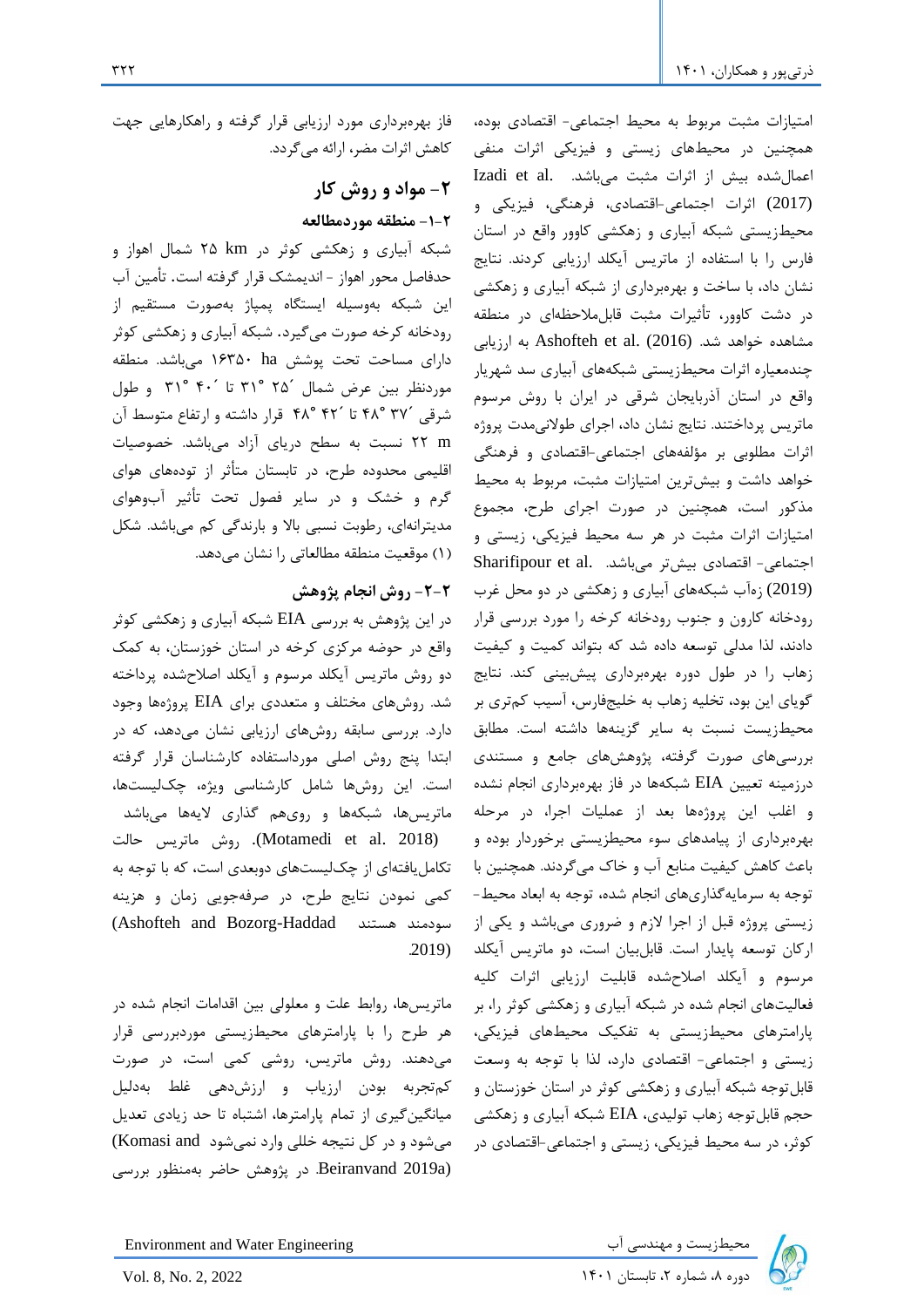امتیازات مثبت مربوط به محیط اجتماعی- اقتصادی بوده، همچنین در محیط‌های زیستی و فیزیکی اثرات منفی اعمال‌شده بیش از اثرات مثبت می‌باشد. Izadi et al. (2017) اثرات اجتماعی-اقتصادی، فرهنگی، فیزیکی و محیط‌زیستی شبکه آبیاری و زهکشی کاوور واقع در استان فارس را با استفاده از ماتریس آیکلد ارزیابی کردند. نتایج نشان داد، با ساخت و بهره‌برداری از شبکه آبیاری و زهکشی در دشت کاوور، تأثیرات مثبت قابل‌ملاحظه‌ای در منطقه مشاهده خواهد شد. Ashofteh et al. (2016) به ارزیابی چندمعیاره اثرات محیط‌زیستی شبکه‌های آبیاری سد شهریار واقع در استان آذربایجان شرقی در ایران با روش مرسوم ماتریس پرداختند. نتایج نشان داد، اجرای طولانی‌مدت پروژه اثرات مطلوبی بر مؤلفه‌های اجتماعی-اقتصادی و فرهنگی خواهد داشت و بیش‌ترین امتیازات مثبت، مربوط به محیط مذکور است، همچنین در صورت اجرای طرح، مجموع امتیازات اثرات مثبت در هر سه محیط فیزیکی، زیستی و اجتماعی- اقتصادی بیش‌تر می‌باشد. Sharifipour et al. (2019) زه‌آب شبکه‌های آبیاری و زهکشی در دو محل غرب رودخانه کارون و جنوب رودخانه کرخه را مورد بررسی قرار دادند، لذا مدلی توسعه داده شد که بتواند کمیت و کیفیت زهاب را در طول دوره بهره‌برداری پیش‌بینی کند. نتایج گویای این بود، تخلیه زهاب به خلیج‌فارس، آسیب کم‌تری بر محیط‌زیست نسبت به سایر گزینه‌ها داشته است. مطابق بررسی‌های صورت گرفته، پژوهش‌های جامع و مستندی درزمینه تعیین EIA شبکه‌ها در فاز بهره‌برداری انجام نشده و اغلب این پروژه‌ها بعد از عملیات اجرا، در مرحله بهره‌برداری از پیامدهای سوء محیط‌زیستی برخوردار بوده و باعث کاهش کیفیت منابع آب و خاک می‌گردند. همچنین با توجه به سرمایه‌گذاری‌های انجام شده، توجه به ابعاد محیط-زیستی پروژه قبل از اجرا لازم و ضروری می‌باشد و یکی از ارکان توسعه پایدار است. قابل‌بیان است، دو ماتریس آیکلد مرسوم و آیکلد اصلاح‌شده قابلیت ارزیابی اثرات کلیه فعالیت‌های انجام شده در شبکه آبیاری و زهکشی کوثر را، بر پارامترهای محیط‌زیستی به تفکیک محیط‌های فیزیکی، زیستی و اجتماعی- اقتصادی دارد، لذا با توجه به وسعت قابل‌توجه شبکه آبیاری و زهکشی کوثر در استان خوزستان و حجم قابل‌توجه زهاب تولیدی، EIA شبکه آبیاری و زهکشی کوثر، در سه محیط فیزیکی، زیستی و اجتماعی-اقتصادی در فاز بهره‌برداری مورد ارزیابی قرار گرفته و راهکارهایی جهت کاهش اثرات مضر، ارائه می‌گردد.

## ۲- مواد و روش کار

### ۲-۱- منطقه موردمطالعه

شبکه آبیاری و زهکشی کوثر در ۲۵ km شمال اهواز و حدفاصل محور اهواز - اندیمشک قرار گرفته است. تأمین آب این شبکه به‌وسیله ایستگاه پمپاژ به‌صورت مستقیم از رودخانه کرخه صورت می‌گیرد. شبکه آبیاری و زهکشی کوثر دارای مساحت تحت پوشش ۱۶۳۵۰ ha می‌باشد. منطقه موردنظر بین عرض شمال ´۲۵ °۳۱ تا ´۴۰ °۳۱ و طول شرقی ´۳۷ °۴۸ تا ´۴۲ °۴۸ قرار داشته و ارتفاع متوسط آن ۲۲ m نسبت به سطح دریای آزاد می‌باشد. خصوصیات اقلیمی محدوده طرح، در تابستان متأثر از توده‌های هوای گرم و خشک و در سایر فصول تحت تأثیر آب‌وهوای مدیترانه‌ای، رطوبت نسبی بالا و بارندگی کم می‌باشد. شکل (۱) موقعیت منطقه مطالعاتی را نشان می‌دهد.

### ۲-۲- روش انجام پژوهش

در این پژوهش به بررسی EIA شبکه آبیاری و زهکشی کوثر واقع در حوضه مرکزی کرخه در استان خوزستان، به کمک دو روش ماتریس آیکلد مرسوم و آیکلد اصلاح‌شده پرداخته شد. روش‌های مختلف و متعددی برای EIA پروژه‌ها وجود دارد. بررسی سابقه روش‌های ارزیابی نشان می‌دهد، که در ابتدا پنج روش اصلی مورداستفاده کارشناسان قرار گرفته است. این روش‌ها شامل کارشناسی ویژه، چک‌لیست‌ها، ماتریس‌ها، شبکه‌ها و روی‌هم گذاری لایه‌ها می‌باشد (Motamedi et al. 2018). روش ماتریس حالت تکامل‌یافته‌ای از چک‌لیست‌های دوبعدی است، که با توجه به کمی نمودن نتایج طرح، در صرفه‌جویی زمان و هزینه سودمند هستند (Ashofteh and Bozorg-Haddad 2019).

ماتریس‌ها، روابط علت و معلولی بین اقدامات انجام شده در هر طرح را با پارامترهای محیط‌زیستی موردبررسی قرار می‌دهند. روش ماتریس، روشی کمی است، در صورت کم‌تجربه بودن ارزیاب و ارزش‌دهی غلط به‌دلیل میانگین‌گیری از تمام پارامترها، اشتباه تا حد زیادی تعدیل می‌شود و در کل نتیجه خللی وارد نمی‌شود (Komasi and Beiranvand 2019a). در پژوهش حاضر به‌منظور بررسی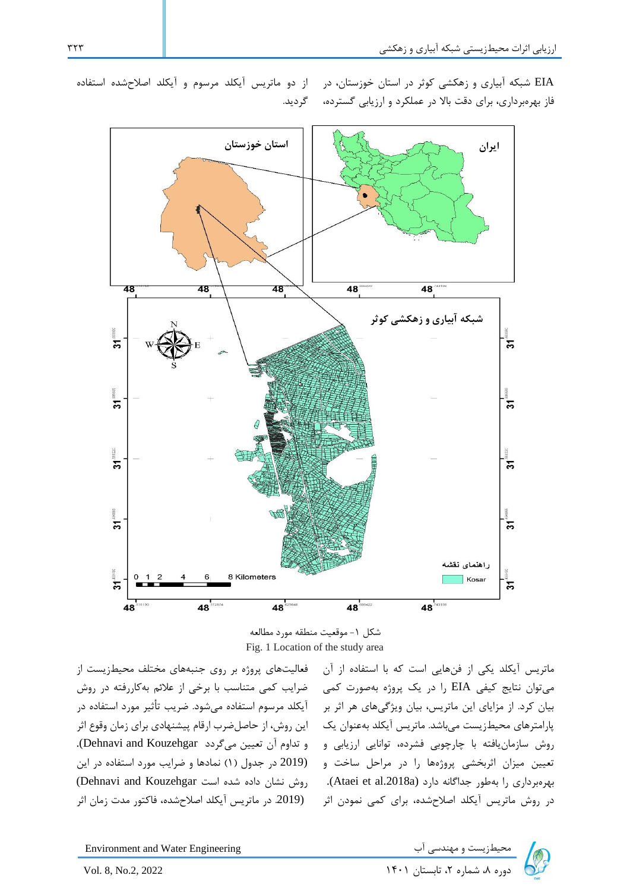EIA شبکه آبیاری و زهکشی کوثر در استان خوزستان، در فاز بهره‌برداری، برای دقت بالا در عملکرد و ارزیابی گسترده، از دو ماتریس آیکلد مرسوم و آیکلد اصلاح‌شده استفاده گردید.

شکل ۱- موقعیت منطقه مورد مطالعه

Fig. 1 Location of the study area

ماتریس آیکلد یکی از فن‌هایی است که با استفاده از آن می‌توان نتایج کیفی EIA را در یک پروژه به‌صورت کمی بیان کرد. از مزایای این ماتریس، بیان ویژگی‌های هر اثر بر پارامترهای محیط‌زیست می‌باشد. ماتریس آیکلد به‌عنوان یک روش سازمان‌یافته با چارچوبی فشرده، توانایی ارزیابی و تعیین میزان اثربخشی پروژه‌ها را در مراحل ساخت و بهره‌برداری را به‌طور جداگانه دارد (Ataei et al.2018a). در روش ماتریس آیکلد اصلاح‌شده، برای کمی نمودن اثر فعالیت‌های پروژه بر روی جنبه‌های مختلف محیط‌زیست از ضرایب کمی متناسب با برخی از علائم به‌کاررفته در روش آیکلد مرسوم استفاده می‌شود. ضریب تأثیر مورد استفاده در این روش، از حاصل‌ضرب ارقام پیشنهادی برای زمان وقوع اثر و تداوم آن تعیین می‌گردد (Dehnavi and Kouzehgar 2019). در جدول (۱) نمادها و ضرایب مورد استفاده در این روش نشان داده شده است (Dehnavi and Kouzehgar 2019). در ماتریس آیکلد اصلاح‌شده، فاکتور مدت زمان اثر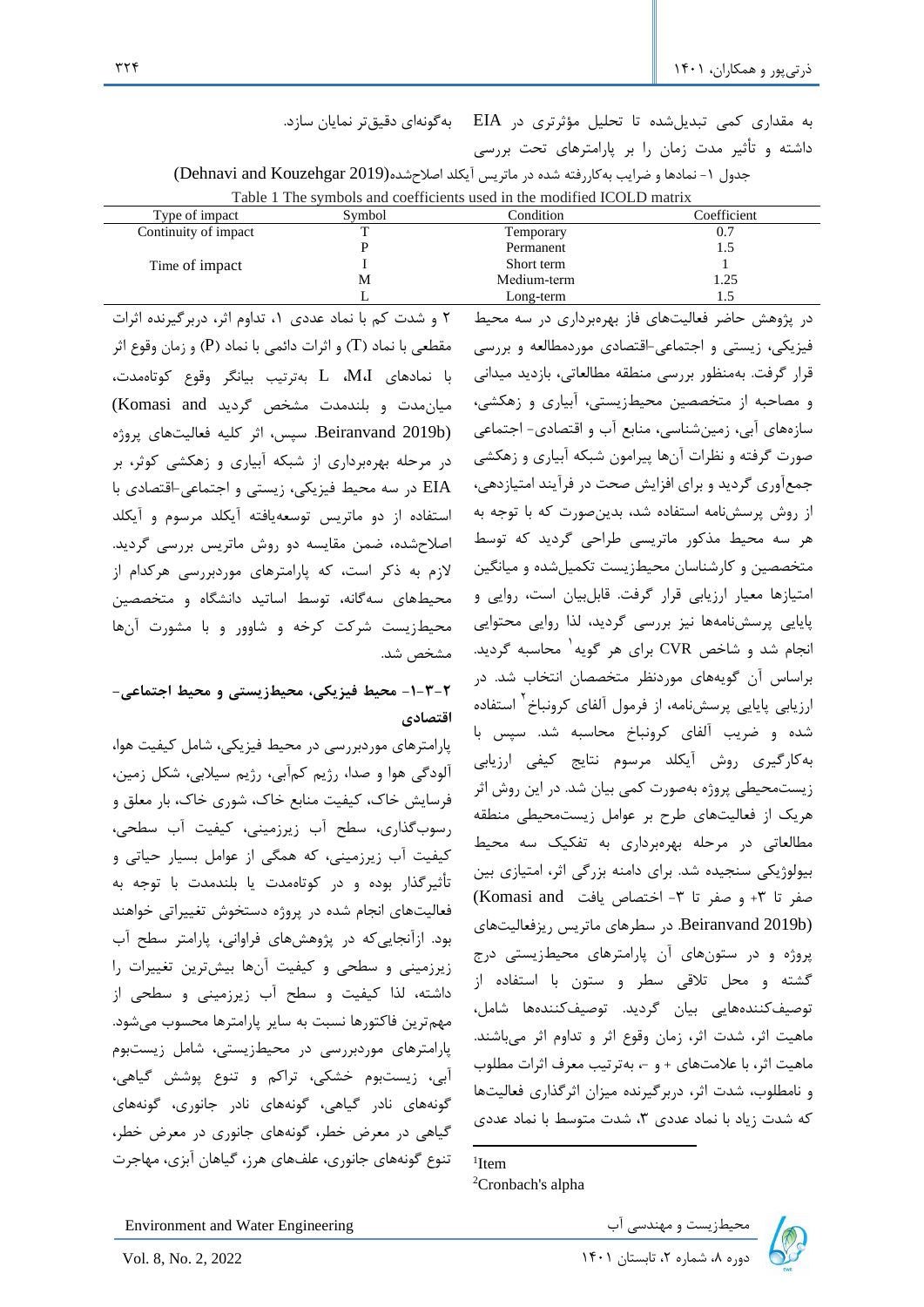به مقداری کمی تبدیل‌شده تا تحلیل مؤثرتری در EIA داشته و تأثیر مدت زمان را بر پارامترهای تحت بررسی به‌گونه‌ای دقیق‌تر نمایان سازد.

جدول ۱- نمادها و ضرایب به‌کاررفته شده در ماتریس آیکلد اصلاح‌شده(Dehnavi and Kouzehgar 2019)

Table 1 The symbols and coefficients used in the modified ICOLD matrix

| Type of impact | Symbol | Condition | Coefficient |
|---|---|---|---|
| Continuity of impact | T | Temporary | 0.7 |
| | P | Permanent | 1.5 |
| Time of impact | I | Short term | 1 |
| | M | Medium-term | 1.25 |
| | L | Long-term | 1.5 |

در پژوهش حاضر فعالیت‌های فاز بهره‌برداری در سه محیط فیزیکی، زیستی و اجتماعی-اقتصادی موردمطالعه و بررسی قرار گرفت. به‌منظور بررسی منطقه مطالعاتی، بازدید میدانی و مصاحبه از متخصصین محیط‌زیستی، آبیاری و زهکشی، سازه‌های آبی، زمین‌شناسی، منابع آب و اقتصادی- اجتماعی صورت گرفته و نظرات آن‌ها پیرامون شبکه آبیاری و زهکشی جمع‌آوری گردید و برای افزایش صحت در فرآیند امتیازدهی، از روش پرسش‌نامه استفاده شد، بدین‌صورت که با توجه به هر سه محیط مذکور ماتریسی طراحی گردید که توسط متخصصین و کارشناسان محیط‌زیست تکمیل‌شده و میانگین امتیازها معیار ارزیابی قرار گرفت. قابل‌بیان است، روایی و پایایی پرسش‌نامه‌ها نیز بررسی گردید، لذا روایی محتوایی انجام شد و شاخص CVR برای هر گویه[1] محاسبه گردید. براساس آن گویه‌های موردنظر متخصصان انتخاب شد. در ارزیابی پایایی پرسش‌نامه، از فرمول آلفای کرونباخ[2] استفاده شده و ضریب آلفای کرونباخ محاسبه شد. سپس با به‌کارگیری روش آیکلد مرسوم نتایج کیفی ارزیابی زیست‌محیطی پروژه به‌صورت کمی بیان شد. در این روش اثر هریک از فعالیت‌های طرح بر عوامل زیست‌محیطی منطقه مطالعاتی در مرحله بهره‌برداری به تفکیک سه محیط بیولوژیکی سنجیده شد. برای دامنه بزرگی اثر، امتیازی بین صفر تا ۳+ و صفر تا ۳- اختصاص یافت (Komasi and Beiranvand 2019b). در سطرهای ماتریس ریزفعالیت‌های پروژه و در ستون‌های آن پارامترهای محیط‌زیستی درج گشته و محل تلاقی سطر و ستون با استفاده از توصیف‌کننده‌هایی بیان گردید. توصیف‌کننده‌ها شامل، ماهیت اثر، شدت اثر، زمان وقوع اثر و تداوم اثر می‌باشند. ماهیت اثر، با علامت‌های + و -، به‌ترتیب معرف اثرات مطلوب و نامطلوب، شدت اثر، دربرگیرنده میزان اثرگذاری فعالیت‌ها که شدت زیاد با نماد عددی ۳، شدت متوسط با نماد عددی ۲ و شدت کم با نماد عددی ۱، تداوم اثر، دربرگیرنده اثرات مقطعی با نماد (T) و اثرات دائمی با نماد (P) و زمان وقوع اثر با نمادهای L ،M،I به‌ترتیب بیانگر وقوع کوتاه‌مدت، میان‌مدت و بلندمدت مشخص گردید (Komasi and Beiranvand 2019b). سپس، اثر کلیه فعالیت‌های پروژه در مرحله بهره‌برداری از شبکه آبیاری و زهکشی کوثر، بر EIA در سه محیط فیزیکی، زیستی و اجتماعی-اقتصادی با استفاده از دو ماتریس توسعه‌یافته آیکلد مرسوم و آیکلد اصلاح‌شده، ضمن مقایسه دو روش ماتریس بررسی گردید. لازم به ذکر است، که پارامترهای موردبررسی هرکدام از محیط‌های سه‌گانه، توسط اساتید دانشگاه و متخصصین محیط‌زیست شرکت کرخه و شاوور و با مشورت آن‌ها مشخص شد.

### ۲-۳-۱- محیط فیزیکی، محیط‌زیستی و محیط اجتماعی-اقتصادی

پارامترهای موردبررسی در محیط فیزیکی، شامل کیفیت هوا، آلودگی هوا و صدا، رژیم کم‌آبی، رژیم سیلابی، شکل زمین، فرسایش خاک، کیفیت منابع خاک، شوری خاک، بار معلق و رسوب‌گذاری، سطح آب زیرزمینی، کیفیت آب سطحی، کیفیت آب زیرزمینی، که همگی از عوامل بسیار حیاتی و تأثیرگذار بوده و در کوتاه‌مدت یا بلندمدت با توجه به فعالیت‌های انجام شده در پروژه دستخوش تغییراتی خواهند بود. ازآنجایی‌که در پژوهش‌های فراوانی، پارامتر سطح آب زیرزمینی و سطحی و کیفیت آن‌ها بیش‌ترین تغییرات را داشته، لذا کیفیت و سطح آب زیرزمینی و سطحی از مهم‌ترین فاکتورها نسبت به سایر پارامترها محسوب می‌شود. پارامترهای موردبررسی در محیط‌زیستی، شامل زیست‌بوم آبی، زیست‌بوم خشکی، تراکم و تنوع پوشش گیاهی، گونه‌های نادر گیاهی، گونه‌های نادر جانوری، گونه‌های گیاهی در معرض خطر، گونه‌های جانوری در معرض خطر، تنوع گونه‌های جانوری، علف‌های هرز، گیاهان آبزی، مهاجرت

---

[1] Item

[2] Cronbach's alpha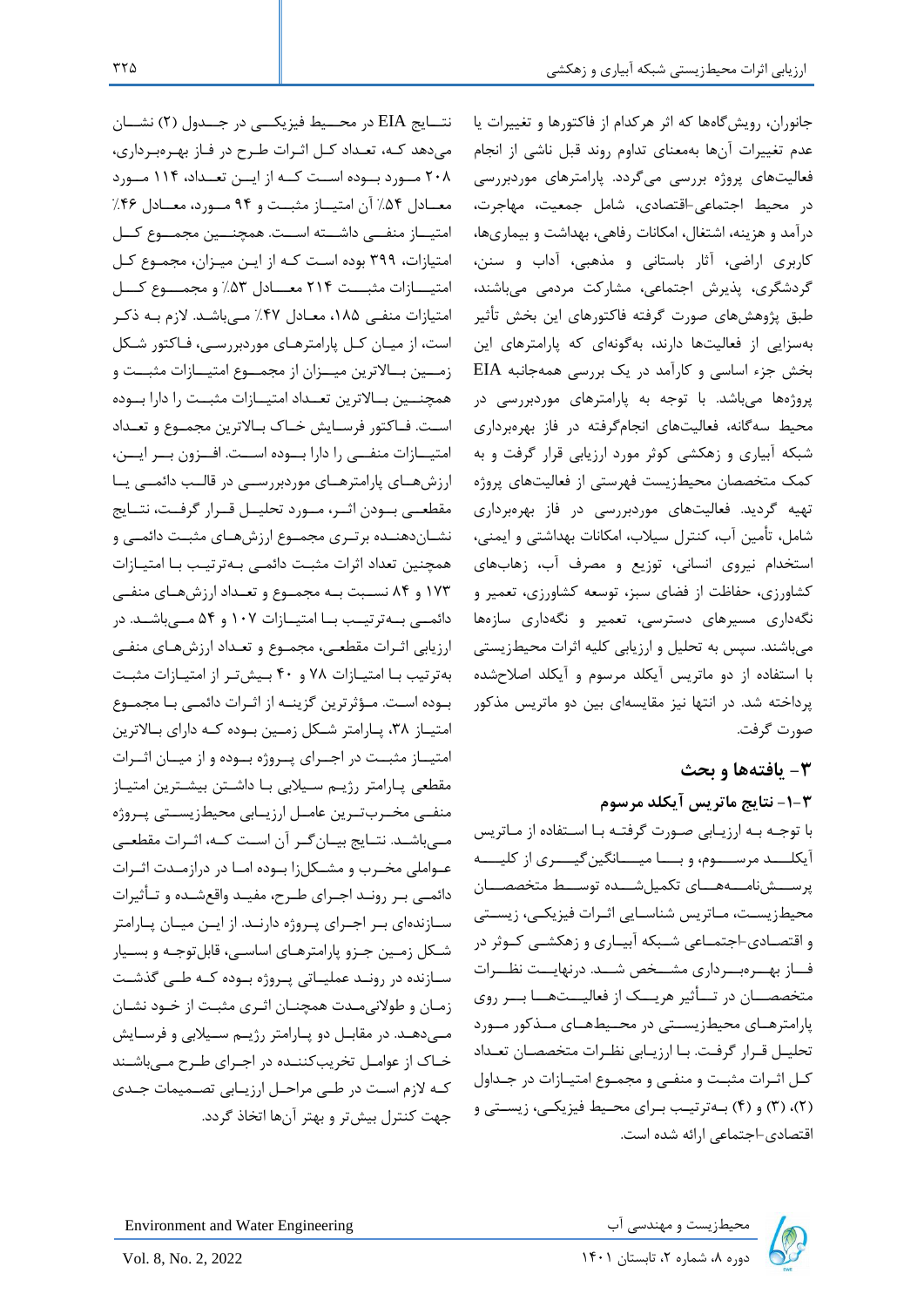جانوران، رویش‌گاه‌ها که اثر هرکدام از فاکتورها و تغییرات یا عدم تغییرات آن‌ها به‌معنای تداوم روند قبل ناشی از انجام فعالیت‌های پروژه بررسی می‌گردد. پارامترهای موردبررسی در محیط اجتماعی-اقتصادی، شامل جمعیت، مهاجرت، درآمد و هزینه، اشتغال، امکانات رفاهی، بهداشت و بیماری‌ها، کاربری اراضی، آثار باستانی و مذهبی، آداب و سنن، گردشگری، پذیرش اجتماعی، مشارکت مردمی می‌باشند، طبق پژوهش‌های صورت گرفته فاکتورهای این بخش تأثیر به‌سزایی از فعالیت‌ها دارند، به‌گونه‌ای که پارامترهای این بخش جزء اساسی و کارآمد در یک بررسی همه‌جانبه EIA پروژه‌ها می‌باشد. با توجه به پارامترهای موردبررسی در محیط سه‌گانه، فعالیت‌های انجام‌گرفته در فاز بهره‌برداری شبکه آبیاری و زهکشی کوثر مورد ارزیابی قرار گرفت و به کمک متخصصان محیط‌زیست فهرستی از فعالیت‌های پروژه تهیه گردید. فعالیت‌های موردبررسی در فاز بهره‌برداری شامل، تأمین آب، کنترل سیلاب، امکانات بهداشتی و ایمنی، استخدام نیروی انسانی، توزیع و مصرف آب، زهاب‌های کشاورزی، حفاظت از فضای سبز، توسعه کشاورزی، تعمیر و نگه‌داری مسیرهای دسترسی، تعمیر و نگه‌داری سازه‌ها می‌باشند. سپس به تحلیل و ارزیابی کلیه اثرات محیط‌زیستی با استفاده از دو ماتریس آیکلد مرسوم و آیکلد اصلاح‌شده پرداخته شد. در انتها نیز مقایسه‌ای بین دو ماتریس مذکور صورت گرفت.

## ۳- یافته‌ها و بحث

### ۳-۱- نتایج ماتریس آیکلد مرسوم

با توجه به ارزیابی صورت گرفته با استفاده از ماتریس آیکلد مرسوم، و با میانگین‌گیری از کلیه پرسش‌نامه‌های تکمیل‌شده توسط متخصصان محیط‌زیست، ماتریس شناسایی اثرات فیزیکی، زیستی و اقتصادی-اجتماعی شبکه آبیاری و زهکشی کوثر در فاز بهره‌برداری مشخص شد. درنهایت نظرات متخصصان در تأثیر هریک از فعالیت‌ها بر روی پارامترهای محیط‌زیستی در محیط‌های مذکور مورد تحلیل قرار گرفت. با ارزیابی نظرات متخصصان تعداد کل اثرات مثبت و منفی و مجموع امتیازات در جداول (۲)، (۳) و (۴) به‌ترتیب برای محیط فیزیکی، زیستی و اقتصادی-اجتماعی ارائه شده است.

نتایج EIA در محیط فیزیکی در جدول (۲) نشان می‌دهد که، تعداد کل اثرات طرح در فاز بهره‌برداری، ۲۰۸ مورد بوده است که از این تعداد، ۱۱۴ مورد معادل ۵۴٪ آن امتیاز مثبت و ۹۴ مورد، معادل ۴۶٪ امتیاز منفی داشته است. همچنین مجموع کل امتیازات، ۳۹۹ بوده است که از این میزان، مجموع کل امتیازات مثبت ۲۱۴ معادل ۵۳٪ و مجموع کل امتیازات منفی ۱۸۵، معادل ۴۷٪ می‌باشد. لازم به ذکر است، از میان کل پارامترهای موردبررسی، فاکتور شکل زمین بالاترین میزان از مجموع امتیازات مثبت و همچنین بالاترین تعداد امتیازات مثبت را دارا بوده است. فاکتور فرسایش خاک بالاترین مجموع و تعداد امتیازات منفی را دارا بوده است. افزون بر این، ارزش‌های پارامترهای موردبررسی در قالب دائمی یا مقطعی بودن اثر، مورد تحلیل قرار گرفت، نتایج نشان‌دهنده برتری مجموع ارزش‌های مثبت دائمی و همچنین تعداد اثرات مثبت دائمی به‌ترتیب با امتیازات ۱۷۳ و ۸۴ نسبت به مجموع و تعداد ارزش‌های منفی دائمی به‌ترتیب با امتیازات ۱۰۷ و ۵۴ می‌باشد. در ارزیابی اثرات مقطعی، مجموع و تعداد ارزش‌های منفی به‌ترتیب با امتیازات ۷۸ و ۴۰ بیش‌تر از امتیازات مثبت بوده است. مؤثرترین گزینه از اثرات دائمی با مجموع امتیاز ۳۸، پارامتر شکل زمین بوده که دارای بالاترین امتیاز مثبت در اجرای پروژه بوده و از میان اثرات مقطعی پارامتر رژیم سیلابی با داشتن بیشترین امتیاز منفی مخرب‌ترین عامل ارزیابی محیط‌زیستی پروژه می‌باشد. نتایج بیان‌گر آن است که، اثرات مقطعی عواملی مخرب و مشکل‌زا بوده اما در درازمدت اثرات دائمی بر روند اجرای طرح، مفید واقع‌شده و تأثیرات سازنده‌ای بر اجرای پروژه دارند. از این میان پارامتر شکل زمین جزو پارامترهای اساسی، قابل‌توجه و بسیار سازنده در روند عملیاتی پروژه بوده که طی گذشت زمان و طولانی‌مدت همچنان اثری مثبت از خود نشان می‌دهد. در مقابل دو پارامتر رژیم سیلابی و فرسایش خاک از عوامل تخریب‌کننده در اجرای طرح می‌باشند که لازم است در طی مراحل ارزیابی تصمیمات جدی جهت کنترل بیش‌تر و بهتر آن‌ها اتخاذ گردد.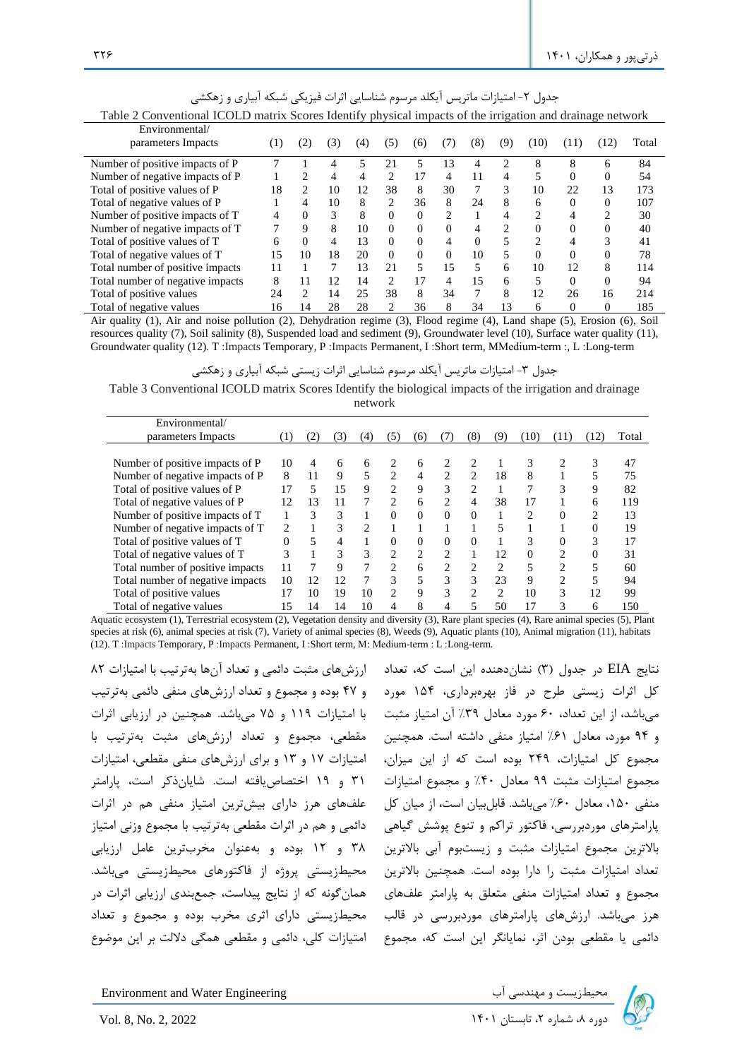جدول ۲- امتیازات ماتریس آیکلد مرسوم شناسایی اثرات فیزیکی شبکه آبیاری و زهکشی

Table 2 Conventional ICOLD matrix Scores Identify physical impacts of the irrigation and drainage network

| Environmental/ parameters Impacts | (1) | (2) | (3) | (4) | (5) | (6) | (7) | (8) | (9) | (10) | (11) | (12) | Total |
|---|---|---|---|---|---|---|---|---|---|---|---|---|---|
| Number of positive impacts of P | 7 | 1 | 4 | 5 | 21 | 5 | 13 | 4 | 2 | 8 | 8 | 6 | 84 |
| Number of negative impacts of P | 1 | 2 | 4 | 4 | 2 | 17 | 4 | 11 | 4 | 5 | 0 | 0 | 54 |
| Total of positive values of P | 18 | 2 | 10 | 12 | 38 | 8 | 30 | 7 | 3 | 10 | 22 | 13 | 173 |
| Total of negative values of P | 1 | 4 | 10 | 8 | 2 | 36 | 8 | 24 | 8 | 6 | 0 | 0 | 107 |
| Number of positive impacts of T | 4 | 0 | 3 | 8 | 0 | 0 | 2 | 1 | 4 | 2 | 4 | 2 | 30 |
| Number of negative impacts of T | 7 | 9 | 8 | 10 | 0 | 0 | 0 | 4 | 2 | 0 | 0 | 0 | 40 |
| Total of positive values of T | 6 | 0 | 4 | 13 | 0 | 0 | 4 | 0 | 5 | 2 | 4 | 3 | 41 |
| Total of negative values of T | 15 | 10 | 18 | 20 | 0 | 0 | 0 | 10 | 5 | 0 | 0 | 0 | 78 |
| Total number of positive impacts | 11 | 1 | 7 | 13 | 21 | 5 | 15 | 5 | 6 | 10 | 12 | 8 | 114 |
| Total number of negative impacts | 8 | 11 | 12 | 14 | 2 | 17 | 4 | 15 | 6 | 5 | 0 | 0 | 94 |
| Total of positive values | 24 | 2 | 14 | 25 | 38 | 8 | 34 | 7 | 8 | 12 | 26 | 16 | 214 |
| Total of negative values | 16 | 14 | 28 | 28 | 2 | 36 | 8 | 34 | 13 | 6 | 0 | 0 | 185 |

Air quality (1), Air and noise pollution (2), Dehydration regime (3), Flood regime (4), Land shape (5), Erosion (6), Soil resources quality (7), Soil salinity (8), Suspended load and sediment (9), Groundwater level (10), Surface water quality (11), Groundwater quality (12). T :Impacts Temporary, P :Impacts Permanent, I :Short term, MMedium-term :, L :Long-term

جدول ۳- امتیازات ماتریس آیکلد مرسوم شناسایی اثرات زیستی شبکه آبیاری و زهکشی

Table 3 Conventional ICOLD matrix Scores Identify the biological impacts of the irrigation and drainage network

| Environmental/ parameters Impacts | (1) | (2) | (3) | (4) | (5) | (6) | (7) | (8) | (9) | (10) | (11) | (12) | Total |
|---|---|---|---|---|---|---|---|---|---|---|---|---|---|
| Number of positive impacts of P | 10 | 4 | 6 | 6 | 2 | 6 | 2 | 2 | 1 | 3 | 2 | 3 | 47 |
| Number of negative impacts of P | 8 | 11 | 9 | 5 | 2 | 4 | 2 | 2 | 18 | 8 | 1 | 5 | 75 |
| Total of positive values of P | 17 | 5 | 15 | 9 | 2 | 9 | 3 | 2 | 1 | 7 | 3 | 9 | 82 |
| Total of negative values of P | 12 | 13 | 11 | 7 | 2 | 6 | 2 | 4 | 38 | 17 | 1 | 6 | 119 |
| Number of positive impacts of T | 1 | 3 | 3 | 1 | 0 | 0 | 0 | 0 | 1 | 2 | 0 | 2 | 13 |
| Number of negative impacts of T | 2 | 1 | 3 | 2 | 1 | 1 | 1 | 1 | 5 | 1 | 1 | 0 | 19 |
| Total of positive values of T | 0 | 5 | 4 | 1 | 0 | 0 | 0 | 0 | 1 | 3 | 0 | 3 | 17 |
| Total of negative values of T | 3 | 1 | 3 | 3 | 2 | 2 | 2 | 1 | 12 | 0 | 2 | 0 | 31 |
| Total number of positive impacts | 11 | 7 | 9 | 7 | 2 | 6 | 2 | 2 | 2 | 5 | 2 | 5 | 60 |
| Total number of negative impacts | 10 | 12 | 12 | 7 | 3 | 5 | 3 | 3 | 23 | 9 | 2 | 5 | 94 |
| Total of positive values | 17 | 10 | 19 | 10 | 2 | 9 | 3 | 2 | 2 | 10 | 3 | 12 | 99 |
| Total of negative values | 15 | 14 | 14 | 10 | 4 | 8 | 4 | 5 | 50 | 17 | 3 | 6 | 150 |

Aquatic ecosystem (1), Terrestrial ecosystem (2), Vegetation density and diversity (3), Rare plant species (4), Rare animal species (5), Plant species at risk (6), animal species at risk (7), Variety of animal species (8), Weeds (9), Aquatic plants (10), Animal migration (11), habitats (12). T :Impacts Temporary, P :Impacts Permanent, I :Short term, M: Medium-term : L :Long-term.

نتایج EIA در جدول (۳) نشان‌دهنده این است که، تعداد کل اثرات زیستی طرح در فاز بهره‌برداری، ۱۵۴ مورد می‌باشد، از این تعداد، ۶۰ مورد معادل ۳۹٪ آن امتیاز مثبت و ۹۴ مورد، معادل ۶۱٪ امتیاز منفی داشته است. همچنین مجموع کل امتیازات، ۲۴۹ بوده است که از این میزان، مجموع امتیازات مثبت ۹۹ معادل ۴۰٪ و مجموع امتیازات منفی ۱۵۰، معادل ۶۰٪ می‌باشد. قابل‌بیان است، از میان کل پارامترهای موردبررسی، فاکتور تراکم و تنوع پوشش گیاهی بالاترین مجموع امتیازات مثبت و زیست‌بوم آبی بالاترین تعداد امتیازات مثبت را دارا بوده است. همچنین بالاترین مجموع و تعداد امتیازات منفی متعلق به پارامتر علف‌های هرز می‌باشد. ارزش‌های پارامترهای موردبررسی در قالب دائمی یا مقطعی بودن اثر، نمایانگر این است که، مجموع ارزش‌های مثبت دائمی و تعداد آن‌ها به‌ترتیب با امتیازات ۸۲ و ۴۷ بوده و مجموع و تعداد ارزش‌های منفی دائمی به‌ترتیب با امتیازات ۱۱۹ و ۷۵ می‌باشد. همچنین در ارزیابی اثرات مقطعی، مجموع و تعداد ارزش‌های مثبت به‌ترتیب با امتیازات ۱۷ و ۱۳ و برای ارزش‌های منفی مقطعی، امتیازات ۳۱ و ۱۹ اختصاص‌یافته است. شایان‌ذکر است، پارامتر علف‌های هرز دارای بیش‌ترین امتیاز منفی هم در اثرات دائمی و هم در اثرات مقطعی به‌ترتیب با مجموع وزنی امتیاز ۳۸ و ۱۲ بوده و به‌عنوان مخرب‌ترین عامل ارزیابی محیط‌زیستی پروژه از فاکتورهای محیط‌زیستی می‌باشد. همان‌گونه که از نتایج پیداست، جمع‌بندی ارزیابی اثرات در محیط‌زیستی دارای اثری مخرب بوده و مجموع و تعداد امتیازات کلی، دائمی و مقطعی همگی دلالت بر این موضوع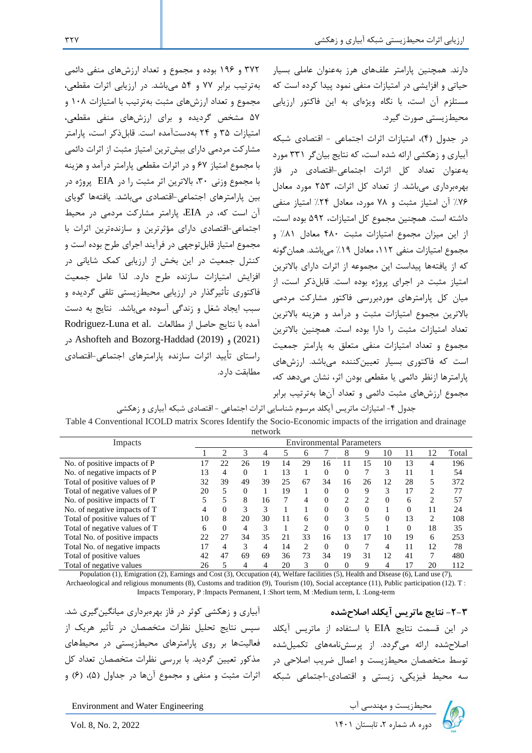دارند. همچنین پارامتر علف‌های هرز به‌عنوان عاملی بسیار حیاتی و افزایشی در امتیازات منفی نمود پیدا کرده است که مستلزم آن است، با نگاه ویژه‌ای به این فاکتور ارزیابی محیط‌زیستی صورت گیرد.

در جدول (۴)، امتیازات اثرات اجتماعی - اقتصادی شبکه آبیاری و زهکشی ارائه شده است، که نتایج بیان‌گر ۳۳۱ مورد به‌عنوان تعداد کل اثرات اجتماعی-اقتصادی در فاز بهره‌برداری می‌باشد. از تعداد کل اثرات، ۲۵۳ مورد معادل ۷۶٪ آن امتیاز مثبت و ۷۸ مورد، معادل ۲۴٪ امتیاز منفی داشته است. همچنین مجموع کل امتیازات، ۵۹۲ بوده است، از این میزان مجموع امتیازات مثبت ۴۸۰ معادل ۸۱٪ و مجموع امتیازات منفی ۱۱۲، معادل ۱۹٪ می‌باشد. همان‌گونه که از یافته‌ها پیداست این مجموعه از اثرات دارای بالاترین امتیاز مثبت در اجرای پروژه بوده است. قابل‌ذکر است، از میان کل پارامترهای موردبررسی فاکتور مشارکت مردمی بالاترین مجموع امتیازات مثبت و درآمد و هزینه بالاترین تعداد امتیازات مثبت را دارا بوده است. همچنین بالاترین مجموع و تعداد امتیازات منفی متعلق به پارامتر جمعیت است که فاکتوری بسیار تعیین‌کننده می‌باشد. ارزش‌های پارامترها ازنظر دائمی یا مقطعی بودن اثر، نشان می‌دهد که، مجموع ارزش‌های مثبت دائمی و تعداد آن‌ها به‌ترتیب برابر ۳۷۲ و ۱۹۶ بوده و مجموع و تعداد ارزش‌های منفی دائمی به‌ترتیب برابر ۷۷ و ۵۴ می‌باشد. در ارزیابی اثرات مقطعی، مجموع و تعداد ارزش‌های مثبت به‌ترتیب با امتیازات ۱۰۸ و ۵۷ مشخص گردیده و برای ارزش‌های منفی مقطعی، امتیازات ۳۵ و ۲۴ به‌دست‌آمده است. قابل‌ذکر است، پارامتر مشارکت مردمی دارای بیش‌ترین امتیاز مثبت از اثرات دائمی با مجموع امتیاز ۶۷ و در اثرات مقطعی پارامتر درآمد و هزینه با مجموع وزنی ۳۰، بالاترین اثر مثبت را در EIA پروژه در بین پارامترهای اجتماعی-اقتصادی می‌باشد. یافته‌ها گویای آن است که، در EIA، پارامتر مشارکت مردمی در محیط اجتماعی-اقتصادی دارای مؤثرترین و سازنده‌ترین اثرات با مجموع امتیاز قابل‌توجهی در فرآیند اجرای طرح بوده است و کنترل جمعیت در این بخش از ارزیابی کمک شایانی در افزایش امتیازات سازنده طرح دارد. لذا عامل جمعیت فاکتوری تأثیرگذار در ارزیابی محیط‌زیستی تلقی گردیده و سبب ایجاد شغل و زندگی آسوده می‌باشد. نتایج به دست آمده با نتایج حاصل از مطالعات Rodriguez-Luna et al. (2021) و Ashofteh and Bozorg-Haddad (2019) در راستای تأیید اثرات سازنده پارامترهای اجتماعی-اقتصادی مطابقت دارد.

جدول ۴- امتیازات ماتریس آیکلد مرسوم شناسایی اثرات اجتماعی - اقتصادی شبکه آبیاری و زهکشی

Table 4 Conventional ICOLD matrix Scores Identify the Socio-Economic impacts of the irrigation and drainage network

| Impacts | Environmental Parameters | | | | | | | | | | | | |
|---|---|---|---|---|---|---|---|---|---|---|---|---|---|
| | 1 | 2 | 3 | 4 | 5 | 6 | 7 | 8 | 9 | 10 | 11 | 12 | Total |
| No. of positive impacts of P | 17 | 22 | 26 | 19 | 14 | 29 | 16 | 11 | 15 | 10 | 13 | 4 | 196 |
| No. of negative impacts of P | 13 | 4 | 0 | 1 | 13 | 1 | 0 | 0 | 7 | 3 | 11 | 1 | 54 |
| Total of positive values of P | 32 | 39 | 49 | 39 | 25 | 67 | 34 | 16 | 26 | 12 | 28 | 5 | 372 |
| Total of negative values of P | 20 | 5 | 0 | 1 | 19 | 1 | 0 | 0 | 9 | 3 | 17 | 2 | 77 |
| No. of positive impacts of T | 5 | 5 | 8 | 16 | 7 | 4 | 0 | 2 | 2 | 0 | 6 | 2 | 57 |
| No. of negative impacts of T | 4 | 0 | 3 | 3 | 1 | 1 | 0 | 0 | 0 | 1 | 0 | 11 | 24 |
| Total of positive values of T | 10 | 8 | 20 | 30 | 11 | 6 | 0 | 3 | 5 | 0 | 13 | 2 | 108 |
| Total of negative values of T | 6 | 0 | 4 | 3 | 1 | 2 | 0 | 0 | 0 | 1 | 0 | 18 | 35 |
| Total No. of positive impacts | 22 | 27 | 34 | 35 | 21 | 33 | 16 | 13 | 17 | 10 | 19 | 6 | 253 |
| Total No. of negative impacts | 17 | 4 | 3 | 4 | 14 | 2 | 0 | 0 | 7 | 4 | 11 | 12 | 78 |
| Total of positive values | 42 | 47 | 69 | 69 | 36 | 73 | 34 | 19 | 31 | 12 | 41 | 7 | 480 |
| Total of negative values | 26 | 5 | 4 | 4 | 20 | 3 | 0 | 0 | 9 | 4 | 17 | 20 | 112 |

Population (1), Emigration (2), Earnings and Cost (3), Occupation (4), Welfare facilities (5), Health and Disease (6), Land use (7), Archaeological and religious monuments (8), Customs and tradition (9), Tourism (10), Social acceptance (11), Public participation (12). T : Impacts Temporary, P :Impacts Permanent, I :Short term, M :Medium term, L :Long-term

### ۳-۲- نتایج ماتریس آیکلد اصلاح‌شده

در این قسمت نتایج EIA با استفاده از ماتریس آیکلد اصلاح‌شده ارائه می‌گردد. از پرسش‌نامه‌های تکمیل‌شده توسط متخصصان محیط‌زیست و اعمال ضریب اصلاحی در سه محیط فیزیکی، زیستی و اقتصادی-اجتماعی شبکه آبیاری و زهکشی کوثر در فاز بهره‌برداری میانگین‌گیری شد. سپس نتایج تحلیل نظرات متخصصان از تأثیر هریک از فعالیت‌ها بر روی پارامترهای محیط‌زیستی در محیط‌های مذکور تعیین گردید. با بررسی نظرات متخصصان تعداد کل اثرات مثبت و منفی و مجموع آن‌ها در جداول (۵)، (۶) و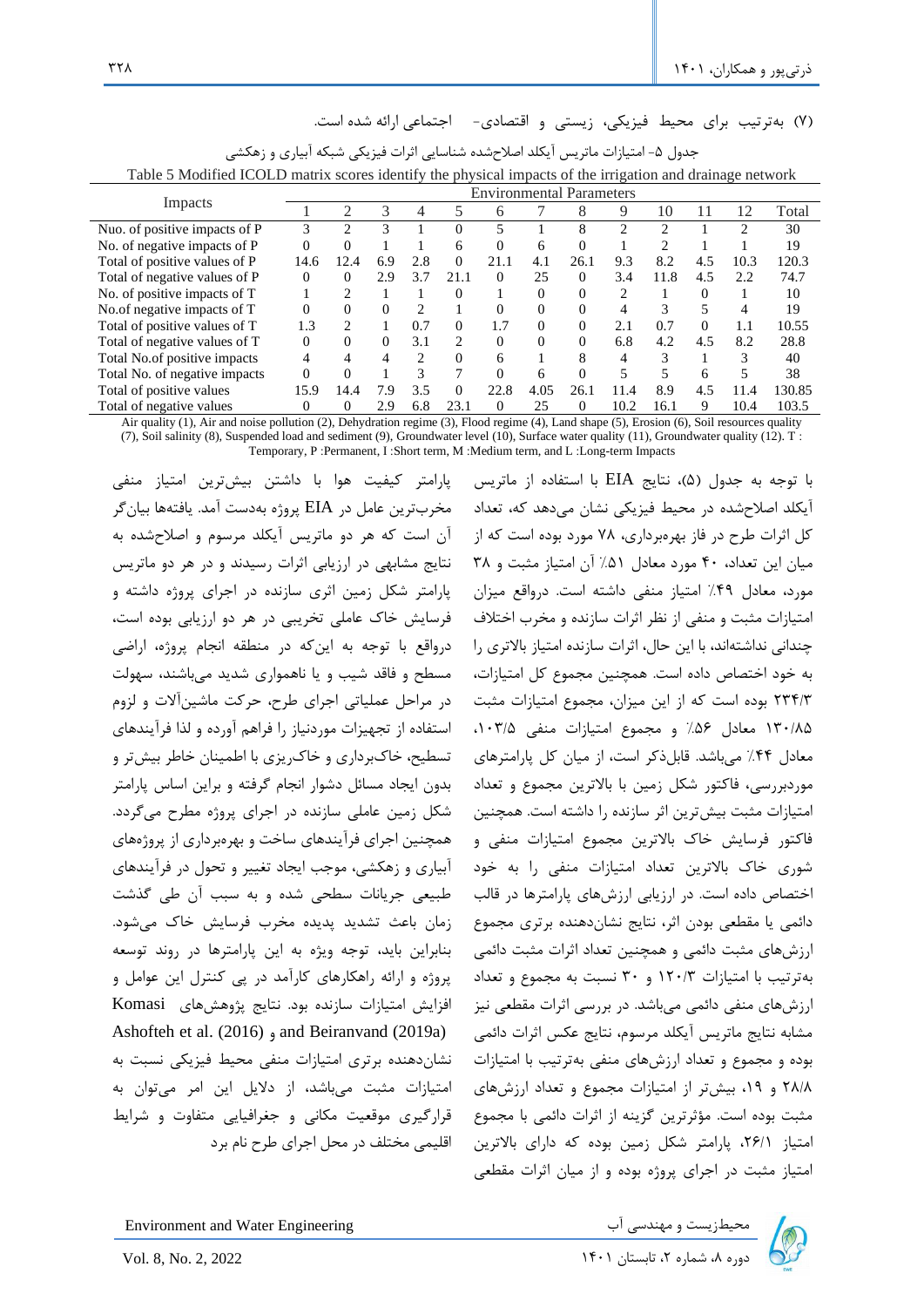(۷) به‌ترتیب برای محیط فیزیکی، زیستی و اقتصادی- اجتماعی ارائه شده است.

جدول ۵- امتیازات ماتریس آیکلد اصلاح‌شده شناسایی اثرات فیزیکی شبکه آبیاری و زهکشی

Table 5 Modified ICOLD matrix scores identify the physical impacts of the irrigation and drainage network

| Impacts | Environmental Parameters | | | | | | | | | | | | |
|---|---|---|---|---|---|---|---|---|---|---|---|---|---|
| | 1 | 2 | 3 | 4 | 5 | 6 | 7 | 8 | 9 | 10 | 11 | 12 | Total |
| Nuo. of positive impacts of P | 3 | 2 | 3 | 1 | 0 | 5 | 1 | 8 | 2 | 2 | 1 | 2 | 30 |
| No. of negative impacts of P | 0 | 0 | 1 | 1 | 6 | 0 | 6 | 0 | 1 | 2 | 1 | 1 | 19 |
| Total of positive values of P | 14.6 | 12.4 | 6.9 | 2.8 | 0 | 21.1 | 4.1 | 26.1 | 9.3 | 8.2 | 4.5 | 10.3 | 120.3 |
| Total of negative values of P | 0 | 0 | 2.9 | 3.7 | 21.1 | 0 | 25 | 0 | 3.4 | 11.8 | 4.5 | 2.2 | 74.7 |
| No. of positive impacts of T | 1 | 2 | 1 | 1 | 0 | 1 | 0 | 0 | 2 | 1 | 0 | 1 | 10 |
| No.of negative impacts of T | 0 | 0 | 0 | 2 | 1 | 0 | 0 | 0 | 4 | 3 | 5 | 4 | 19 |
| Total of positive values of T | 1.3 | 2 | 1 | 0.7 | 0 | 1.7 | 0 | 0 | 2.1 | 0.7 | 0 | 1.1 | 10.55 |
| Total of negative values of T | 0 | 0 | 0 | 3.1 | 2 | 0 | 0 | 0 | 6.8 | 4.2 | 4.5 | 8.2 | 28.8 |
| Total No.of positive impacts | 4 | 4 | 4 | 2 | 0 | 6 | 1 | 8 | 4 | 3 | 1 | 3 | 40 |
| Total No. of negative impacts | 0 | 0 | 1 | 3 | 7 | 0 | 6 | 0 | 5 | 5 | 6 | 5 | 38 |
| Total of positive values | 15.9 | 14.4 | 7.9 | 3.5 | 0 | 22.8 | 4.05 | 26.1 | 11.4 | 8.9 | 4.5 | 11.4 | 130.85 |
| Total of negative values | 0 | 0 | 2.9 | 6.8 | 23.1 | 0 | 25 | 0 | 10.2 | 16.1 | 9 | 10.4 | 103.5 |

Air quality (1), Air and noise pollution (2), Dehydration regime (3), Flood regime (4), Land shape (5), Erosion (6), Soil resources quality (7), Soil salinity (8), Suspended load and sediment (9), Groundwater level (10), Surface water quality (11), Groundwater quality (12). T : Temporary, P :Permanent, I :Short term, M :Medium term, and L :Long-term Impacts

با توجه به جدول (۵)، نتایج EIA با استفاده از ماتریس آیکلد اصلاح‌شده در محیط فیزیکی نشان می‌دهد که، تعداد کل اثرات طرح در فاز بهره‌برداری، ۷۸ مورد بوده است که از میان این تعداد، ۴۰ مورد معادل ۵۱٪ آن امتیاز مثبت و ۳۸ مورد، معادل ۴۹٪ امتیاز منفی داشته است. درواقع میزان امتیازات مثبت و منفی از نظر اثرات سازنده و مخرب اختلاف چندانی نداشته‌اند، با این حال، اثرات سازنده امتیاز بالاتری را به خود اختصاص داده است. همچنین مجموع کل امتیازات، ۲۳۴/۳ بوده است که از این میزان، مجموع امتیازات مثبت ۱۳۰/۸۵ معادل ۵۶٪ و مجموع امتیازات منفی ۱۰۳/۵، معادل ۴۴٪ می‌باشد. قابل‌ذکر است، از میان کل پارامترهای موردبررسی، فاکتور شکل زمین با بالاترین مجموع و تعداد امتیازات مثبت بیش‌ترین اثر سازنده را داشته است. همچنین فاکتور فرسایش خاک بالاترین مجموع امتیازات منفی و شوری خاک بالاترین تعداد امتیازات منفی را به خود اختصاص داده است. در ارزیابی ارزش‌های پارامترها در قالب دائمی یا مقطعی بودن اثر، نتایج نشان‌دهنده برتری مجموع ارزش‌های مثبت دائمی و همچنین تعداد اثرات مثبت دائمی به‌ترتیب با امتیازات ۱۲۰/۳ و ۳۰ نسبت به مجموع و تعداد ارزش‌های منفی دائمی می‌باشد. در بررسی اثرات مقطعی نیز مشابه نتایج ماتریس آیکلد مرسوم، نتایج عکس اثرات دائمی بوده و مجموع و تعداد ارزش‌های منفی به‌ترتیب با امتیازات ۲۸/۸ و ۱۹، بیش‌تر از امتیازات مجموع و تعداد ارزش‌های مثبت بوده است. مؤثرترین گزینه از اثرات دائمی با مجموع امتیاز ۲۶/۱، پارامتر شکل زمین بوده که دارای بالاترین امتیاز مثبت در اجرای پروژه بوده و از میان اثرات مقطعی پارامتر کیفیت هوا با داشتن بیش‌ترین امتیاز منفی مخرب‌ترین عامل در EIA پروژه به‌دست آمد. یافته‌ها بیان‌گر آن است که هر دو ماتریس آیکلد مرسوم و اصلاح‌شده به نتایج مشابهی در ارزیابی اثرات رسیدند و در هر دو ماتریس پارامتر شکل زمین اثری سازنده در اجرای پروژه داشته و فرسایش خاک عاملی تخریبی در هر دو ارزیابی بوده است، درواقع با توجه به این‌که در منطقه انجام پروژه، اراضی مسطح و فاقد شیب و یا ناهمواری شدید می‌باشند، سهولت در مراحل عملیاتی اجرای طرح، حرکت ماشین‌آلات و لزوم استفاده از تجهیزات موردنیاز را فراهم آورده و لذا فرآیندهای تسطیح، خاک‌برداری و خاک‌ریزی با اطمینان خاطر بیش‌تر و بدون ایجاد مسائل دشوار انجام گرفته و براین اساس پارامتر شکل زمین عاملی سازنده در اجرای پروژه مطرح می‌گردد. همچنین اجرای فرآیندهای ساخت و بهره‌برداری از پروژه‌های آبیاری و زهکشی، موجب ایجاد تغییر و تحول در فرآیندهای طبیعی جریانات سطحی شده و به سبب آن طی گذشت زمان باعث تشدید پدیده مخرب فرسایش خاک می‌شود. بنابراین باید، توجه ویژه به این پارامترها در روند توسعه پروژه و ارائه راهکارهای کارآمد در پی کنترل این عوامل و افزایش امتیازات سازنده بود. نتایج پژوهش‌های Komasi Ashofteh et al. (2016) و and Beiranvand (2019a) نشان‌دهنده برتری امتیازات منفی محیط فیزیکی نسبت به امتیازات مثبت می‌باشد، از دلایل این امر می‌توان به قرارگیری موقعیت مکانی و جغرافیایی متفاوت و شرایط اقلیمی مختلف در محل اجرای طرح نام برد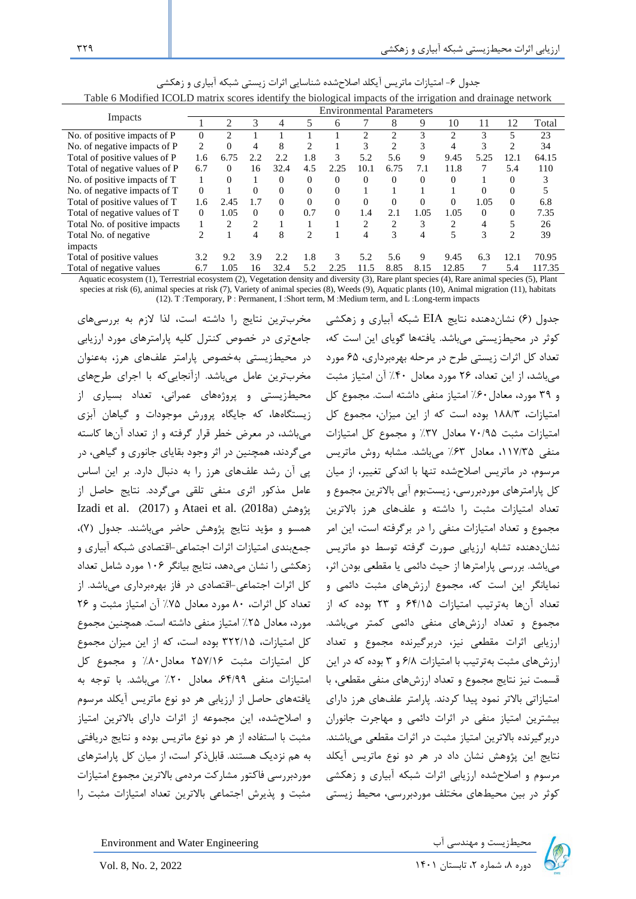جدول ۶- امتیازات ماتریس آیکلد اصلاح‌شده شناسایی اثرات زیستی شبکه آبیاری و زهکشی

Table 6 Modified ICOLD matrix scores identify the biological impacts of the irrigation and drainage network

| Impacts | Environmental Parameters | | | | | | | | | | | | |
|---|---|---|---|---|---|---|---|---|---|---|---|---|---|
| | 1 | 2 | 3 | 4 | 5 | 6 | 7 | 8 | 9 | 10 | 11 | 12 | Total |
| No. of positive impacts of P | 0 | 2 | 1 | 1 | 1 | 1 | 2 | 2 | 3 | 2 | 3 | 5 | 23 |
| No. of negative impacts of P | 2 | 0 | 4 | 8 | 2 | 1 | 3 | 2 | 3 | 4 | 3 | 2 | 34 |
| Total of positive values of P | 1.6 | 6.75 | 2.2 | 2.2 | 1.8 | 3 | 5.2 | 5.6 | 9 | 9.45 | 5.25 | 12.1 | 64.15 |
| Total of negative values of P | 6.7 | 0 | 16 | 32.4 | 4.5 | 2.25 | 10.1 | 6.75 | 7.1 | 11.8 | 7 | 5.4 | 110 |
| No. of positive impacts of T | 1 | 0 | 1 | 0 | 0 | 0 | 0 | 0 | 0 | 0 | 1 | 0 | 3 |
| No. of negative impacts of T | 0 | 1 | 0 | 0 | 0 | 0 | 1 | 1 | 1 | 1 | 0 | 0 | 5 |
| Total of positive values of T | 1.6 | 2.45 | 1.7 | 0 | 0 | 0 | 0 | 0 | 0 | 0 | 1.05 | 0 | 6.8 |
| Total of negative values of T | 0 | 1.05 | 0 | 0 | 0.7 | 0 | 1.4 | 2.1 | 1.05 | 1.05 | 0 | 0 | 7.35 |
| Total No. of positive impacts | 1 | 2 | 2 | 1 | 1 | 1 | 2 | 2 | 3 | 2 | 4 | 5 | 26 |
| Total No. of negative impacts | 2 | 1 | 4 | 8 | 2 | 1 | 4 | 3 | 4 | 5 | 3 | 2 | 39 |
| Total of positive values | 3.2 | 9.2 | 3.9 | 2.2 | 1.8 | 3 | 5.2 | 5.6 | 9 | 9.45 | 6.3 | 12.1 | 70.95 |
| Total of negative values | 6.7 | 1.05 | 16 | 32.4 | 5.2 | 2.25 | 11.5 | 8.85 | 8.15 | 12.85 | 7 | 5.4 | 117.35 |

Aquatic ecosystem (1), Terrestrial ecosystem (2), Vegetation density and diversity (3), Rare plant species (4), Rare animal species (5), Plant species at risk (6), animal species at risk (7), Variety of animal species (8), Weeds (9), Aquatic plants (10), Animal migration (11), habitats (12). T :Temporary, P : Permanent, I :Short term, M :Medium term, and L :Long-term impacts

جدول (۶) نشان‌دهنده نتایج EIA شبکه آبیاری و زهکشی کوثر در محیط‌زیستی می‌باشد. یافته‌ها گویای این است که، تعداد کل اثرات زیستی طرح در مرحله بهره‌برداری، ۶۵ مورد می‌باشد، از این تعداد، ۲۶ مورد معادل ۴۰٪ آن امتیاز مثبت و ۳۹ مورد، معادل ۶۰٪ امتیاز منفی داشته است. مجموع کل امتیازات، ۱۸۸/۳ بوده است که از این میزان، مجموع کل امتیازات مثبت ۷۰/۹۵ معادل ۳۷٪ و مجموع کل امتیازات منفی ۱۱۷/۳۵، معادل ۶۳٪ می‌باشد. مشابه روش ماتریس مرسوم، در ماتریس اصلاح‌شده تنها با اندکی تغییر، از میان کل پارامترهای موردبررسی، زیست‌بوم آبی بالاترین مجموع و تعداد امتیازات مثبت را داشته و علف‌های هرز بالاترین مجموع و تعداد امتیازات منفی را در برگرفته است، این امر نشان‌دهنده تشابه ارزیابی صورت گرفته توسط دو ماتریس می‌باشد. بررسی پارامترها از حیث دائمی یا مقطعی بودن اثر، نمایانگر این است که، مجموع ارزش‌های مثبت دائمی و تعداد آن‌ها به‌ترتیب امتیازات ۶۴/۱۵ و ۲۳ بوده که از مجموع و تعداد ارزش‌های منفی دائمی کمتر می‌باشد. ارزیابی اثرات مقطعی نیز، دربرگیرنده مجموع و تعداد ارزش‌های مثبت به‌ترتیب با امتیازات ۶/۸ و ۳ بوده که در این قسمت نیز نتایج مجموع و تعداد ارزش‌های منفی مقطعی، با امتیازاتی بالاتر نمود پیدا کردند. پارامتر علف‌های هرز دارای بیشترین امتیاز منفی در اثرات دائمی و مهاجرت جانوران دربرگیرنده بالاترین امتیاز مثبت در اثرات مقطعی می‌باشند. نتایج این پژوهش نشان داد که در هر دو نوع ماتریس آیکلد مرسوم و اصلاح‌شده ارزیابی اثرات شبکه آبیاری و زهکشی کوثر در بین محیط‌های مختلف موردبررسی، محیط زیستی مخرب‌ترین نتایج را داشته است، لذا لازم به بررسی‌های جامع‌تری در خصوص کنترل کلیه پارامترهای مورد ارزیابی در محیط‌زیستی به‌خصوص پارامتر علف‌های هرز، به‌عنوان مخرب‌ترین عامل می‌باشد. ازآنجایی‌که با اجرای طرح‌های محیط‌زیستی و پروژه‌های عمرانی، تعداد بسیاری از زیستگاه‌ها، که جایگاه پرورش موجودات و گیاهان آبزی می‌باشد، در معرض خطر قرار گرفته و از تعداد آن‌ها کاسته می‌گردند، همچنین در اثر وجود بقایای جانوری و گیاهی، در پی آن رشد علف‌های هرز را به دنبال دارد. بر این اساس عامل مذکور اثری منفی تلقی می‌گردد. نتایج حاصل از پژوهش Ataei et al. (2018a) و Izadi et al. (2017) همسو و مؤید نتایج پژوهش حاضر می‌باشند. جدول (۷)، جمع‌بندی امتیازات اثرات اجتماعی-اقتصادی شبکه آبیاری و زهکشی را نشان می‌دهد، نتایج بیانگر ۱۰۶ مورد شامل تعداد کل اثرات اجتماعی-اقتصادی در فاز بهره‌برداری می‌باشد. از تعداد کل اثرات، ۸۰ مورد معادل ۷۵٪ آن امتیاز مثبت و ۲۶ مورد، معادل ۲۵٪ امتیاز منفی داشته است. همچنین مجموع کل امتیازات، ۳۲۲/۱۵ بوده است، که از این میزان مجموع کل امتیازات مثبت ۲۵۷/۱۶ معادل۸۰٪ و مجموع کل امتیازات منفی ۶۴/۹۹، معادل ۲۰٪ می‌باشد. با توجه به یافته‌های حاصل از ارزیابی هر دو نوع ماتریس آیکلد مرسوم و اصلاح‌شده، این مجموعه از اثرات دارای بالاترین امتیاز مثبت با استفاده از هر دو نوع ماتریس بوده و نتایج دریافتی به هم نزدیک هستند. قابل‌ذکر است، از میان کل پارامترهای موردبررسی فاکتور مشارکت مردمی بالاترین مجموع امتیازات مثبت و پذیرش اجتماعی بالاترین تعداد امتیازات مثبت را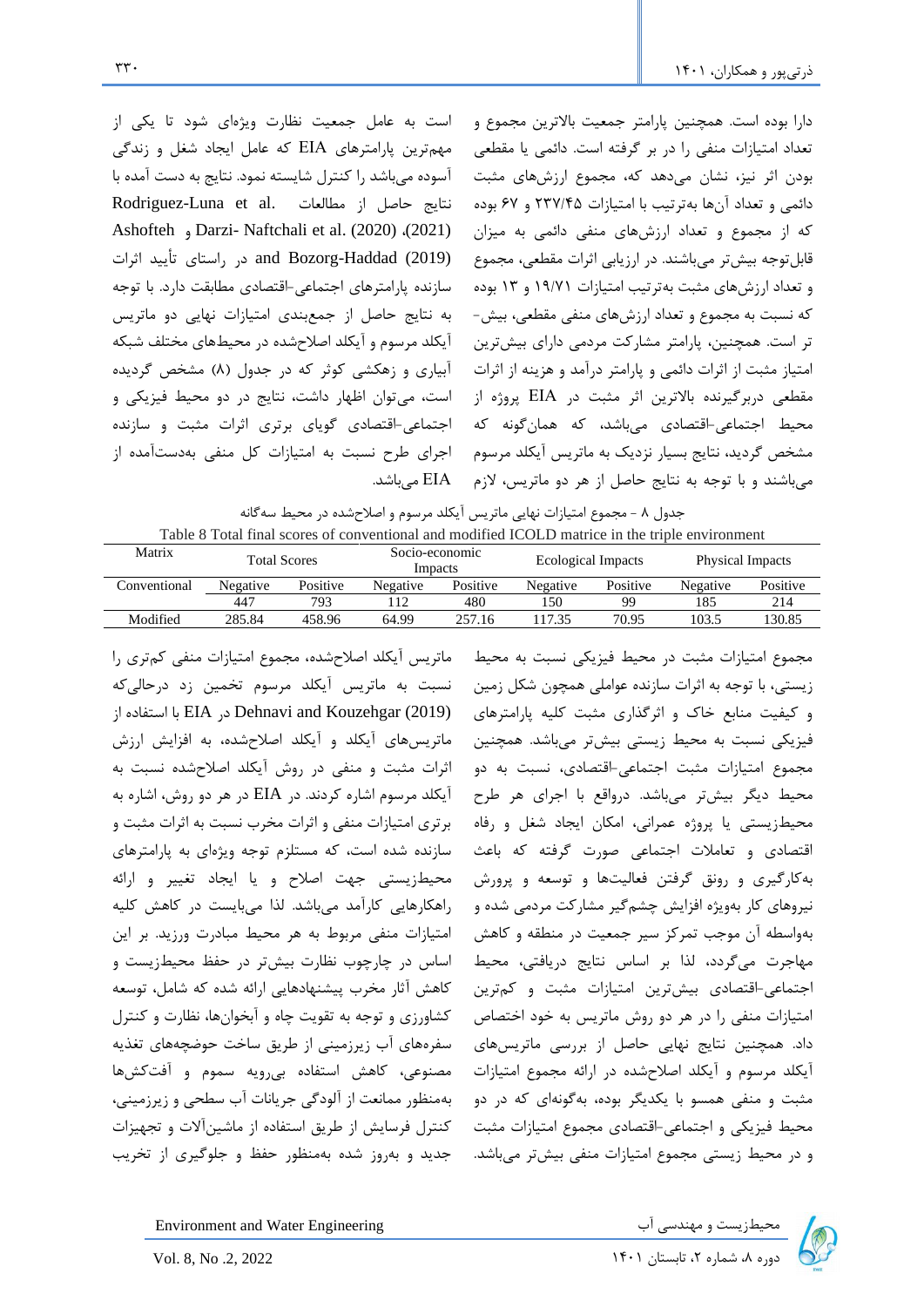دارا بوده است. همچنین پارامتر جمعیت بالاترین مجموع و تعداد امتیازات منفی را در بر گرفته است. دائمی یا مقطعی بودن اثر نیز، نشان می‌دهد که، مجموع ارزش‌های مثبت دائمی و تعداد آن‌ها به‌ترتیب با امتیازات ۲۳۷/۴۵ و ۶۷ بوده که از مجموع و تعداد ارزش‌های منفی دائمی به میزان قابل‌توجه بیش‌تر می‌باشند. در ارزیابی اثرات مقطعی، مجموع و تعداد ارزش‌های مثبت به‌ترتیب امتیازات ۱۹/۷۱ و ۱۳ بوده که نسبت به مجموع و تعداد ارزش‌های منفی مقطعی، بیش‌تر است. همچنین، پارامتر مشارکت مردمی دارای بیش‌ترین امتیاز مثبت از اثرات دائمی و پارامتر درآمد و هزینه از اثرات مقطعی دربرگیرنده بالاترین اثر مثبت در EIA پروژه از محیط اجتماعی-اقتصادی می‌باشد، که همان‌گونه که مشخص گردید، نتایج بسیار نزدیک به ماتریس آیکلد مرسوم می‌باشند و با توجه به نتایج حاصل از هر دو ماتریس، لازم است به عامل جمعیت نظارت ویژه‌ای شود تا یکی از مهم‌ترین پارامترهای EIA که عامل ایجاد شغل و زندگی آسوده می‌باشد را کنترل شایسته نمود. نتایج به دست آمده با نتایج حاصل از مطالعات .Rodriguez-Luna et al (2021)، Darzi- Naftchali et al. (2020) و Ashofteh and Bozorg-Haddad (2019) در راستای تأیید اثرات سازنده پارامترهای اجتماعی-اقتصادی مطابقت دارد. با توجه به نتایج حاصل از جمع‌بندی امتیازات نهایی دو ماتریس آیکلد مرسوم و آیکلد اصلاح‌شده در محیط‌های مختلف شبکه آبیاری و زهکشی کوثر که در جدول (۸) مشخص گردیده است، می‌توان اظهار داشت، نتایج در دو محیط فیزیکی و اجتماعی-اقتصادی گویای برتری اثرات مثبت و سازنده اجرای طرح نسبت به امتیازات کل منفی به‌دست‌آمده از EIA می‌باشد.

جدول ۸ - مجموع امتیازات نهایی ماتریس آیکلد مرسوم و اصلاح‌شده در محیط سه‌گانه

Table 8 Total final scores of conventional and modified ICOLD matrice in the triple environment

| Matrix | Total Scores | | Socio-economic Impacts | | Ecological Impacts | | Physical Impacts | |
|---|---|---|---|---|---|---|---|---|
| Conventional | Negative | Positive | Negative | Positive | Negative | Positive | Negative | Positive |
| | 447 | 793 | 112 | 480 | 150 | 99 | 185 | 214 |
| Modified | 285.84 | 458.96 | 64.99 | 257.16 | 117.35 | 70.95 | 103.5 | 130.85 |

مجموع امتیازات مثبت در محیط فیزیکی نسبت به محیط زیستی، با توجه به اثرات سازنده عواملی همچون شکل زمین و کیفیت منابع خاک و اثرگذاری مثبت کلیه پارامترهای فیزیکی نسبت به محیط زیستی بیش‌تر می‌باشد. همچنین مجموع امتیازات مثبت اجتماعی-اقتصادی، نسبت به دو محیط دیگر بیش‌تر می‌باشد. درواقع با اجرای هر طرح محیط‌زیستی یا پروژه عمرانی، امکان ایجاد شغل و رفاه اقتصادی و تعاملات اجتماعی صورت گرفته که باعث به‌کارگیری و رونق گرفتن فعالیت‌ها و توسعه و پرورش نیروهای کار به‌ویژه افزایش چشم‌گیر مشارکت مردمی شده و به‌واسطه آن موجب تمرکز سیر جمعیت در منطقه و کاهش مهاجرت می‌گردد، لذا بر اساس نتایج دریافتی، محیط اجتماعی-اقتصادی بیش‌ترین امتیازات مثبت و کم‌ترین امتیازات منفی را در هر دو روش ماتریس به خود اختصاص داد. همچنین نتایج نهایی حاصل از بررسی ماتریس‌های آیکلد مرسوم و آیکلد اصلاح‌شده در ارائه مجموع امتیازات مثبت و منفی همسو با یکدیگر بوده، به‌گونه‌ای که در دو محیط فیزیکی و اجتماعی-اقتصادی مجموع امتیازات مثبت و در محیط زیستی مجموع امتیازات منفی بیش‌تر می‌باشد. ماتریس آیکلد اصلاح‌شده، مجموع امتیازات منفی کم‌تری را نسبت به ماتریس آیکلد مرسوم تخمین زد درحالی‌که Dehnavi and Kouzehgar (2019) در EIA با استفاده از ماتریس‌های آیکلد و آیکلد اصلاح‌شده، به افزایش ارزش اثرات مثبت و منفی در روش آیکلد اصلاح‌شده نسبت به آیکلد مرسوم اشاره کردند. در EIA در هر دو روش، اشاره به برتری امتیازات منفی و اثرات مخرب نسبت به اثرات مثبت و سازنده شده است، که مستلزم توجه ویژه‌ای به پارامترهای محیط‌زیستی جهت اصلاح و یا ایجاد تغییر و ارائه راهکارهایی کارآمد می‌باشد. لذا می‌بایست در کاهش کلیه امتیازات منفی مربوط به هر محیط مبادرت ورزید. بر این اساس در چارچوب نظارت بیش‌تر در حفظ محیط‌زیست و کاهش آثار مخرب پیشنهادهایی ارائه شده که شامل، توسعه کشاورزی و توجه به تقویت چاه و آبخوان‌ها، نظارت و کنترل سفره‌های آب زیرزمینی از طریق ساخت حوضچه‌های تغذیه مصنوعی، کاهش استفاده بی‌رویه سموم و آفت‌کش‌ها به‌منظور ممانعت از آلودگی جریانات آب سطحی و زیرزمینی، کنترل فرسایش از طریق استفاده از ماشین‌آلات و تجهیزات جدید و به‌روز شده به‌منظور حفظ و جلوگیری از تخریب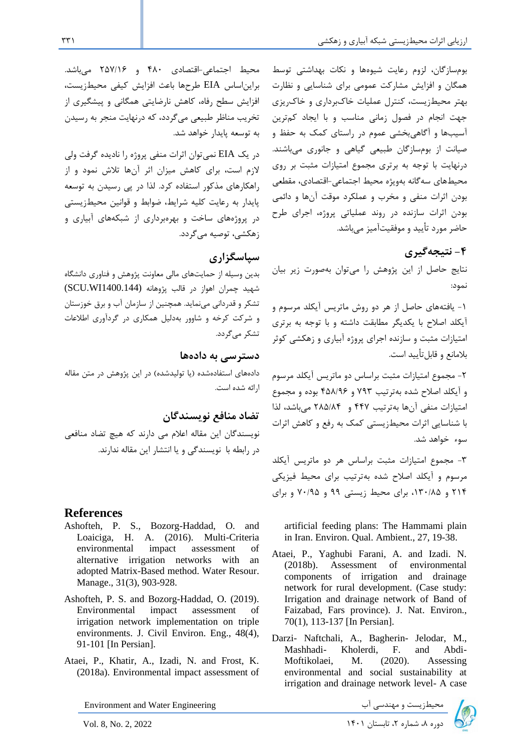بوم‌سازگان، لزوم رعایت شیوه‌ها و نکات بهداشتی توسط همگان و افزایش مشارکت عمومی برای شناسایی و نظارت بهتر محیط‌زیست، کنترل عملیات خاک‌برداری و خاک‌ریزی جهت انجام در فصول زمانی مناسب و با ایجاد کم‌ترین آسیب‌ها و آگاهی‌بخشی عموم در راستای کمک به حفظ و صیانت از بوم‌سازگان طبیعی گیاهی و جانوری می‌باشند. درنهایت با توجه به برتری مجموع امتیازات مثبت بر روی محیط‌های سه‌گانه به‌ویژه محیط اجتماعی-اقتصادی، مقطعی بودن اثرات منفی و مخرب و عملکرد موقت آن‌ها و دائمی بودن اثرات سازنده در روند عملیاتی پروژه، اجرای طرح حاضر مورد تأیید و موفقیت‌آمیز می‌باشد.

## ۴- نتیجه‌گیری

نتایج حاصل از این پژوهش را می‌توان به‌صورت زیر بیان نمود:

۱- یافته‌های حاصل از هر دو روش ماتریس آیکلد مرسوم و آیکلد اصلاح با یکدیگر مطابقت داشته و با توجه به برتری امتیازات مثبت و سازنده اجرای پروژه آبیاری و زهکشی کوثر بلامانع و قابل‌تأیید است.

۲- مجموع امتیازات مثبت براساس دو ماتریس آیکلد مرسوم و آیکلد اصلاح شده به‌ترتیب ۷۹۳ و ۴۵۸/۹۶ بوده و مجموع امتیازات منفی آن‌ها به‌ترتیب ۴۴۷ و ۲۸۵/۸۴ می‌باشد، لذا با شناسایی اثرات محیط‌زیستی کمک به رفع و کاهش اثرات سوء خواهد شد.

۳- مجموع امتیازات مثبت براساس هر دو ماتریس آیکلد مرسوم و آیکلد اصلاح شده به‌ترتیب برای محیط فیزیکی ۲۱۴ و ۱۳۰/۸۵، برای محیط زیستی ۹۹ و ۷۰/۹۵ و برای محیط اجتماعی-اقتصادی ۴۸۰ و ۲۵۷/۱۶ می‌باشد. براین‌اساس EIA طرح‌ها باعث افزایش کیفی محیط‌زیست، افزایش سطح رفاه، کاهش نارضایتی همگانی و پیشگیری از تخریب مناظر طبیعی می‌گردد، که درنهایت منجر به رسیدن به توسعه پایدار خواهد شد.

در یک EIA نمی‌توان اثرات منفی پروژه را نادیده گرفت ولی لازم است، برای کاهش میزان اثر آن‌ها تلاش نمود و از راهکارهای مذکور استفاده کرد. لذا در پی رسیدن به توسعه پایدار به رعایت کلیه شرایط، ضوابط و قوانین محیط‌زیستی در پروژه‌های ساخت و بهره‌برداری از شبکه‌های آبیاری و زهکشی، توصیه می‌گردد.

## سپاسگزاری

بدین وسیله از حمایت‌های مالی معاونت پژوهش و فناوری دانشگاه شهید چمران اهواز در قالب پژوهانه (SCU.WI1400.144) تشکر و قدردانی می‌نماید. همچنین از سازمان آب و برق خوزستان و شرکت کرخه و شاوور به‌دلیل همکاری در گردآوری اطلاعات تشکر می‌گردد.

## دسترسی به داده‌ها

داده‌های استفاده‌شده (یا تولیدشده) در این پژوهش در متن مقاله ارائه شده است.

## تضاد منافع نویسندگان

نویسندگان این مقاله اعلام می دارند که هیچ تضاد منافعی در رابطه با نویسندگی و یا انتشار این مقاله ندارند.

## References

Ashofteh, P. S., Bozorg-Haddad, O. and Loaiciga, H. A. (2016). Multi-Criteria environmental impact assessment of alternative irrigation networks with an adopted Matrix-Based method. Water Resour. Manage., 31(3), 903-928.

Ashofteh, P. S. and Bozorg-Haddad, O. (2019). Environmental impact assessment of irrigation network implementation on triple environments. J. Civil Environ. Eng., 48(4), 91-101 [In Persian].

Ataei, P., Khatir, A., Izadi, N. and Frost, K. (2018a). Environmental impact assessment of artificial feeding plans: The Hammami plain in Iran. Environ. Qual. Ambient., 27, 19-38.

Ataei, P., Yaghubi Farani, A. and Izadi. N. (2018b). Assessment of environmental components of irrigation and drainage network for rural development. (Case study: Irrigation and drainage network of Band of Faizabad, Fars province). J. Nat. Environ., 70(1), 113-137 [In Persian].

Darzi- Naftchali, A., Bagherin- Jelodar, M., Mashhadi- Kholerdi, F. and Abdi-Moftikolaei, M. (2020). Assessing environmental and social sustainability at irrigation and drainage network level- A case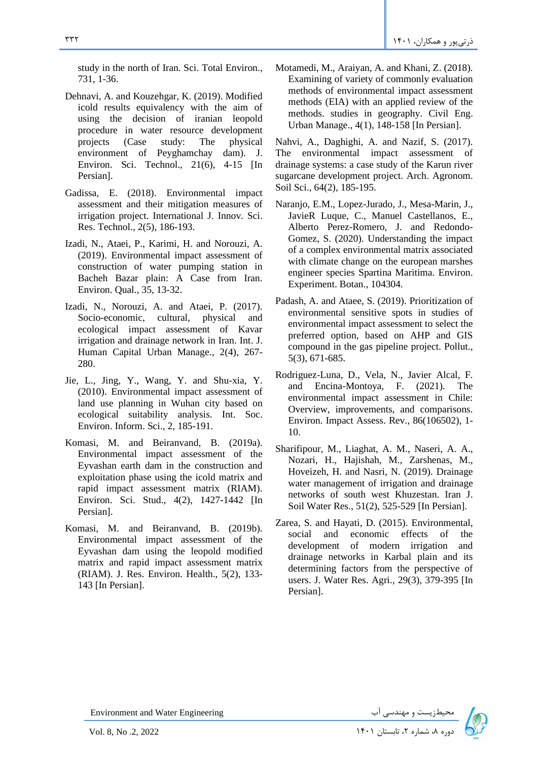study in the north of Iran. Sci. Total Environ., 731, 1-36.

Dehnavi, A. and Kouzehgar, K. (2019). Modified icold results equivalency with the aim of using the decision of iranian leopold procedure in water resource development projects (Case study: The physical environment of Peyghamchay dam). J. Environ. Sci. Technol., 21(6), 4-15 [In Persian].

Gadissa, E. (2018). Environmental impact assessment and their mitigation measures of irrigation project. International J. Innov. Sci. Res. Technol., 2(5), 186-193.

Izadi, N., Ataei, P., Karimi, H. and Norouzi, A. (2019). Environmental impact assessment of construction of water pumping station in Bacheh Bazar plain: A Case from Iran. Environ. Qual., 35, 13-32.

Izadi, N., Norouzi, A. and Ataei, P. (2017). Socio-economic, cultural, physical and ecological impact assessment of Kavar irrigation and drainage network in Iran. Int. J. Human Capital Urban Manage., 2(4), 267-280.

Jie, L., Jing, Y., Wang, Y. and Shu-xia, Y. (2010). Environmental impact assessment of land use planning in Wuhan city based on ecological suitability analysis. Int. Soc. Environ. Inform. Sci., 2, 185-191.

Komasi, M. and Beiranvand, B. (2019a). Environmental impact assessment of the Eyvashan earth dam in the construction and exploitation phase using the icold matrix and rapid impact assessment matrix (RIAM). Environ. Sci. Stud., 4(2), 1427-1442 [In Persian].

Komasi, M. and Beiranvand, B. (2019b). Environmental impact assessment of the Eyvashan dam using the leopold modified matrix and rapid impact assessment matrix (RIAM). J. Res. Environ. Health., 5(2), 133-143 [In Persian].

Motamedi, M., Araiyan, A. and Khani, Z. (2018). Examining of variety of commonly evaluation methods of environmental impact assessment methods (EIA) with an applied review of the methods. studies in geography. Civil Eng. Urban Manage., 4(1), 148-158 [In Persian].

Nahvi, A., Daghighi, A. and Nazif, S. (2017). The environmental impact assessment of drainage systems: a case study of the Karun river sugarcane development project. Arch. Agronom. Soil Sci., 64(2), 185-195.

Naranjo, E.M., Lopez-Jurado, J., Mesa-Marin, J., JavieR Luque, C., Manuel Castellanos, E., Alberto Perez-Romero, J. and Redondo-Gomez, S. (2020). Understanding the impact of a complex environmental matrix associated with climate change on the european marshes engineer species Spartina Maritima. Environ. Experiment. Botan., 104304.

Padash, A. and Ataee, S. (2019). Prioritization of environmental sensitive spots in studies of environmental impact assessment to select the preferred option, based on AHP and GIS compound in the gas pipeline project. Pollut., 5(3), 671-685.

Rodriguez-Luna, D., Vela, N., Javier Alcal, F. and Encina-Montoya, F. (2021). The environmental impact assessment in Chile: Overview, improvements, and comparisons. Environ. Impact Assess. Rev., 86(106502), 1-10.

Sharifipour, M., Liaghat, A. M., Naseri, A. A., Nozari, H., Hajishah, M., Zarshenas, M., Hoveizeh, H. and Nasri, N. (2019). Drainage water management of irrigation and drainage networks of south west Khuzestan. Iran J. Soil Water Res., 51(2), 525-529 [In Persian].

Zarea, S. and Hayati, D. (2015). Environmental, social and economic effects of the development of modern irrigation and drainage networks in Karbal plain and its determining factors from the perspective of users. J. Water Res. Agri., 29(3), 379-395 [In Persian].